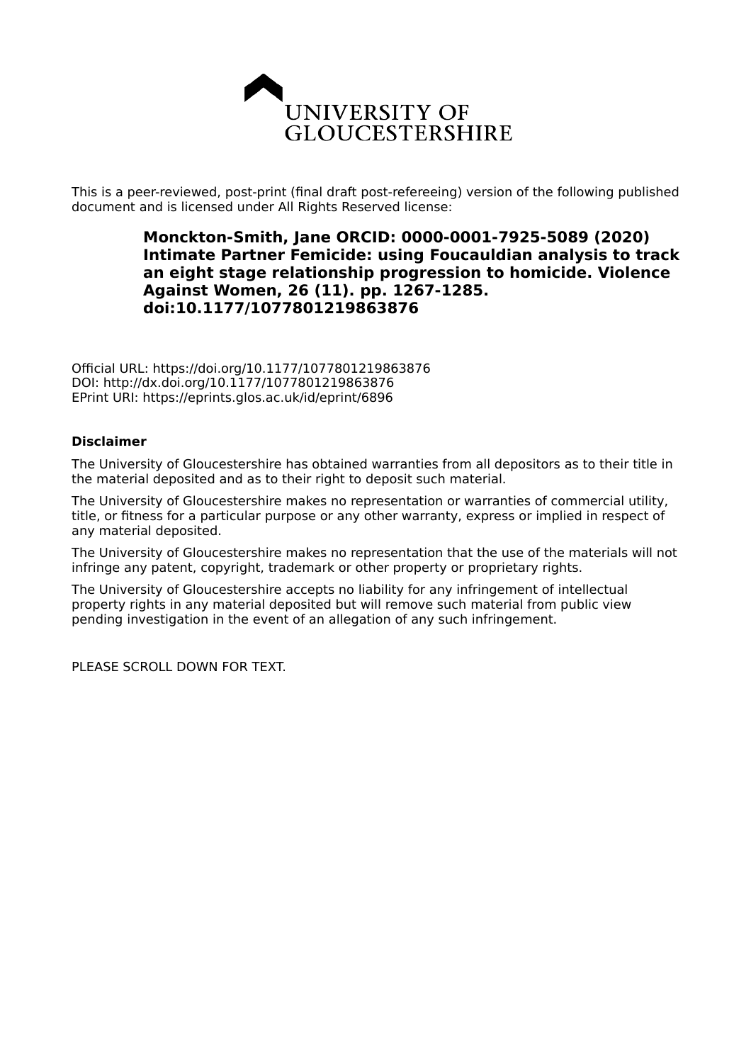UNIVERSITY OF GLOUCESTERSHIRE

This is a peer-reviewed, post-print (final draft post-refereeing) version of the following published document and is licensed under All Rights Reserved license:

**Monckton-Smith, Jane ORCID: 0000-0001-7925-5089 (2020) Intimate Partner Femicide: using Foucauldian analysis to track an eight stage relationship progression to homicide. Violence Against Women, 26 (11). pp. 1267-1285. doi:10.1177/1077801219863876**

Official URL: https://doi.org/10.1177/1077801219863876
DOI: http://dx.doi.org/10.1177/1077801219863876
EPrint URI: https://eprints.glos.ac.uk/id/eprint/6896

**Disclaimer**

The University of Gloucestershire has obtained warranties from all depositors as to their title in the material deposited and as to their right to deposit such material.

The University of Gloucestershire makes no representation or warranties of commercial utility, title, or fitness for a particular purpose or any other warranty, express or implied in respect of any material deposited.

The University of Gloucestershire makes no representation that the use of the materials will not infringe any patent, copyright, trademark or other property or proprietary rights.

The University of Gloucestershire accepts no liability for any infringement of intellectual property rights in any material deposited but will remove such material from public view pending investigation in the event of an allegation of any such infringement.

PLEASE SCROLL DOWN FOR TEXT.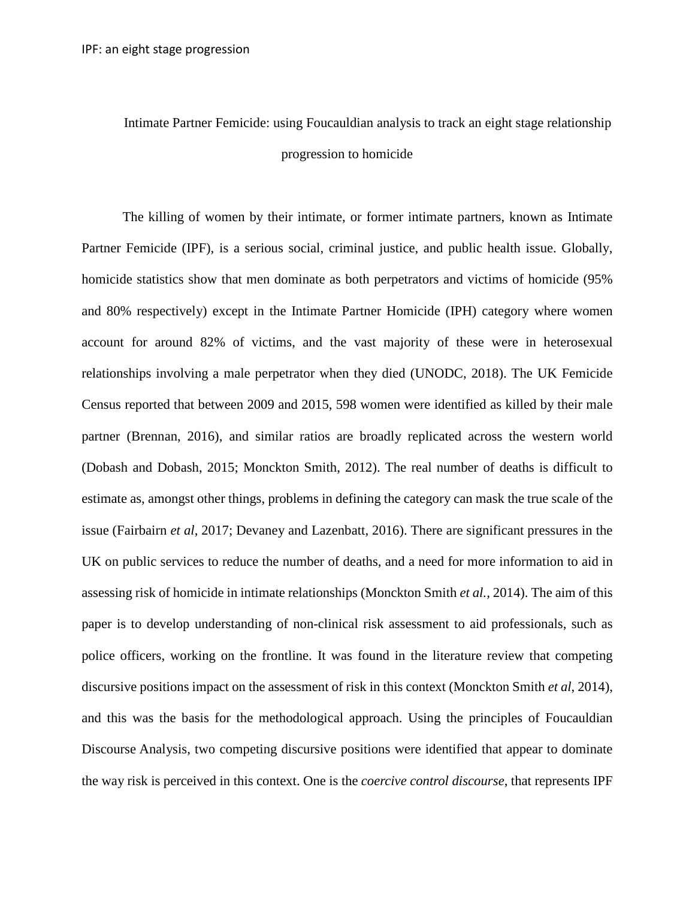Intimate Partner Femicide: using Foucauldian analysis to track an eight stage relationship progression to homicide

The killing of women by their intimate, or former intimate partners, known as Intimate Partner Femicide (IPF), is a serious social, criminal justice, and public health issue. Globally, homicide statistics show that men dominate as both perpetrators and victims of homicide (95% and 80% respectively) except in the Intimate Partner Homicide (IPH) category where women account for around 82% of victims, and the vast majority of these were in heterosexual relationships involving a male perpetrator when they died (UNODC, 2018). The UK Femicide Census reported that between 2009 and 2015, 598 women were identified as killed by their male partner (Brennan, 2016), and similar ratios are broadly replicated across the western world (Dobash and Dobash, 2015; Monckton Smith, 2012). The real number of deaths is difficult to estimate as, amongst other things, problems in defining the category can mask the true scale of the issue (Fairbairn *et al*, 2017; Devaney and Lazenbatt, 2016). There are significant pressures in the UK on public services to reduce the number of deaths, and a need for more information to aid in assessing risk of homicide in intimate relationships (Monckton Smith *et al.*, 2014). The aim of this paper is to develop understanding of non-clinical risk assessment to aid professionals, such as police officers, working on the frontline. It was found in the literature review that competing discursive positions impact on the assessment of risk in this context (Monckton Smith *et al*, 2014), and this was the basis for the methodological approach. Using the principles of Foucauldian Discourse Analysis, two competing discursive positions were identified that appear to dominate the way risk is perceived in this context. One is the *coercive control discourse*, that represents IPF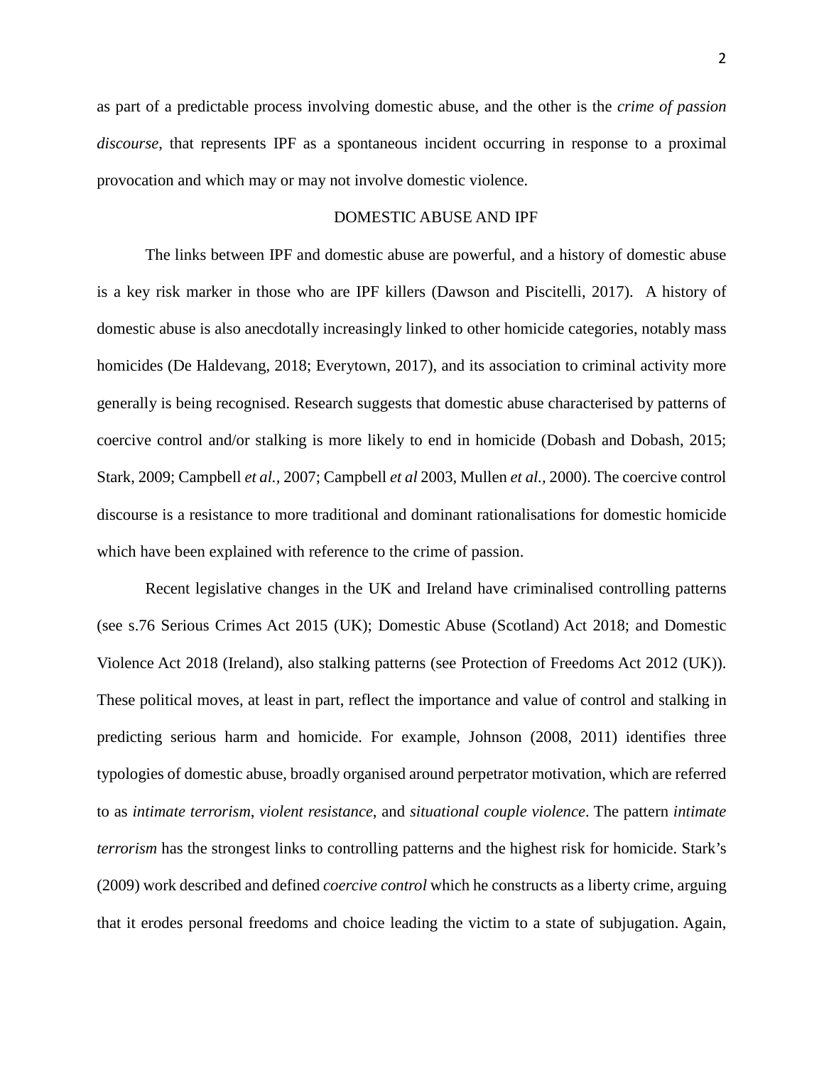as part of a predictable process involving domestic abuse, and the other is the *crime of passion discourse*, that represents IPF as a spontaneous incident occurring in response to a proximal provocation and which may or may not involve domestic violence.

## DOMESTIC ABUSE AND IPF

The links between IPF and domestic abuse are powerful, and a history of domestic abuse is a key risk marker in those who are IPF killers (Dawson and Piscitelli, 2017). A history of domestic abuse is also anecdotally increasingly linked to other homicide categories, notably mass homicides (De Haldevang, 2018; Everytown, 2017), and its association to criminal activity more generally is being recognised. Research suggests that domestic abuse characterised by patterns of coercive control and/or stalking is more likely to end in homicide (Dobash and Dobash, 2015; Stark, 2009; Campbell *et al.*, 2007; Campbell *et al* 2003, Mullen *et al.,* 2000). The coercive control discourse is a resistance to more traditional and dominant rationalisations for domestic homicide which have been explained with reference to the crime of passion.

Recent legislative changes in the UK and Ireland have criminalised controlling patterns (see s.76 Serious Crimes Act 2015 (UK); Domestic Abuse (Scotland) Act 2018; and Domestic Violence Act 2018 (Ireland), also stalking patterns (see Protection of Freedoms Act 2012 (UK)). These political moves, at least in part, reflect the importance and value of control and stalking in predicting serious harm and homicide. For example, Johnson (2008, 2011) identifies three typologies of domestic abuse, broadly organised around perpetrator motivation, which are referred to as *intimate terrorism*, *violent resistance*, and *situational couple violence*. The pattern *intimate terrorism* has the strongest links to controlling patterns and the highest risk for homicide. Stark's (2009) work described and defined *coercive control* which he constructs as a liberty crime, arguing that it erodes personal freedoms and choice leading the victim to a state of subjugation. Again,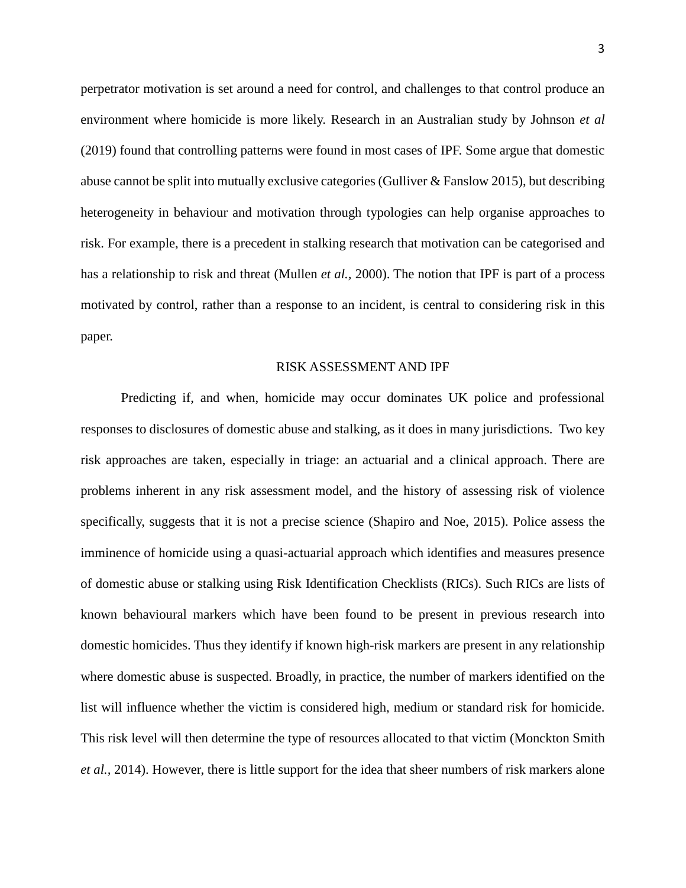perpetrator motivation is set around a need for control, and challenges to that control produce an environment where homicide is more likely. Research in an Australian study by Johnson *et al* (2019) found that controlling patterns were found in most cases of IPF. Some argue that domestic abuse cannot be split into mutually exclusive categories (Gulliver & Fanslow 2015), but describing heterogeneity in behaviour and motivation through typologies can help organise approaches to risk. For example, there is a precedent in stalking research that motivation can be categorised and has a relationship to risk and threat (Mullen *et al.*, 2000). The notion that IPF is part of a process motivated by control, rather than a response to an incident, is central to considering risk in this paper.

## RISK ASSESSMENT AND IPF

Predicting if, and when, homicide may occur dominates UK police and professional responses to disclosures of domestic abuse and stalking, as it does in many jurisdictions. Two key risk approaches are taken, especially in triage: an actuarial and a clinical approach. There are problems inherent in any risk assessment model, and the history of assessing risk of violence specifically, suggests that it is not a precise science (Shapiro and Noe, 2015). Police assess the imminence of homicide using a quasi-actuarial approach which identifies and measures presence of domestic abuse or stalking using Risk Identification Checklists (RICs). Such RICs are lists of known behavioural markers which have been found to be present in previous research into domestic homicides. Thus they identify if known high-risk markers are present in any relationship where domestic abuse is suspected. Broadly, in practice, the number of markers identified on the list will influence whether the victim is considered high, medium or standard risk for homicide. This risk level will then determine the type of resources allocated to that victim (Monckton Smith *et al.*, 2014). However, there is little support for the idea that sheer numbers of risk markers alone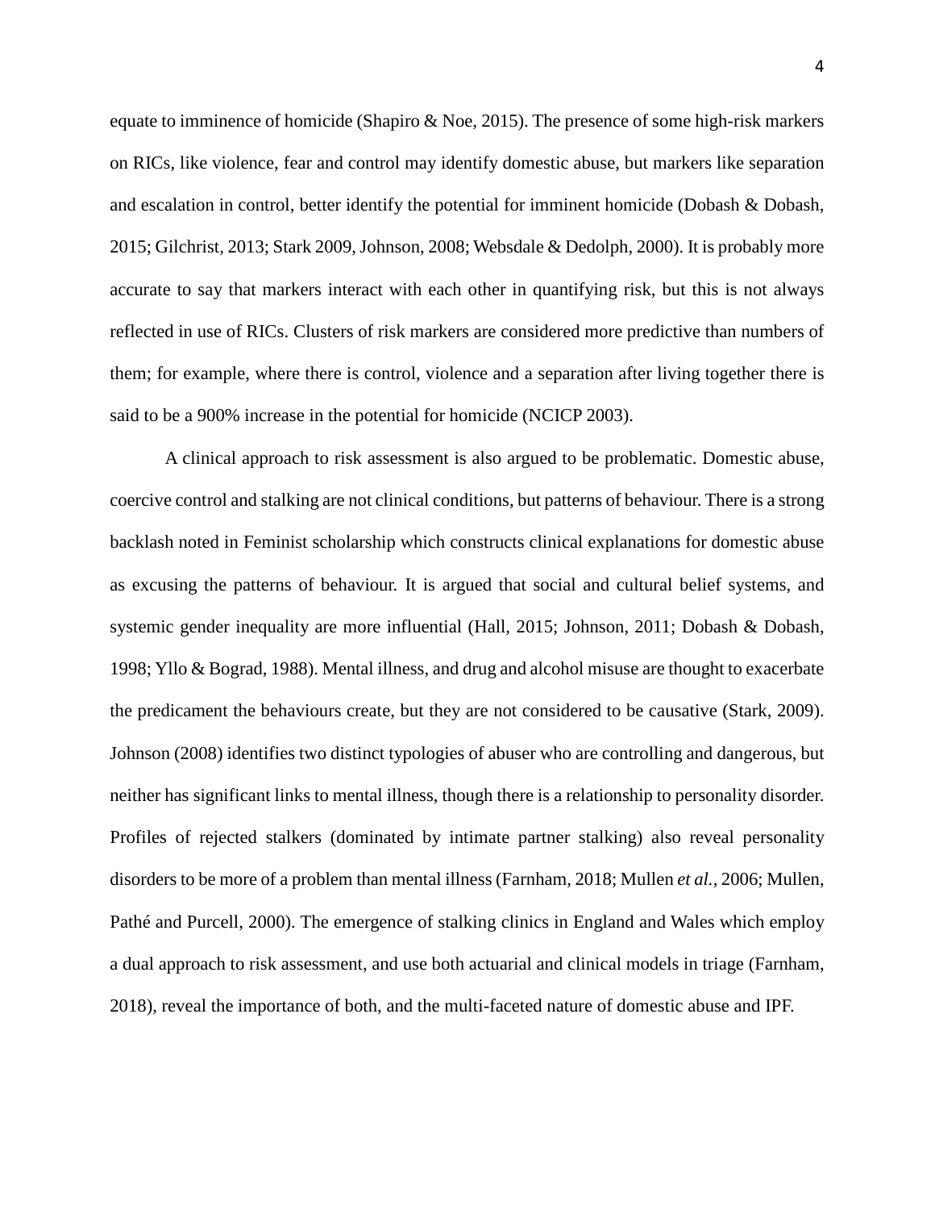equate to imminence of homicide (Shapiro & Noe, 2015). The presence of some high-risk markers on RICs, like violence, fear and control may identify domestic abuse, but markers like separation and escalation in control, better identify the potential for imminent homicide (Dobash & Dobash, 2015; Gilchrist, 2013; Stark 2009, Johnson, 2008; Websdale & Dedolph, 2000). It is probably more accurate to say that markers interact with each other in quantifying risk, but this is not always reflected in use of RICs. Clusters of risk markers are considered more predictive than numbers of them; for example, where there is control, violence and a separation after living together there is said to be a 900% increase in the potential for homicide (NCICP 2003).

A clinical approach to risk assessment is also argued to be problematic. Domestic abuse, coercive control and stalking are not clinical conditions, but patterns of behaviour. There is a strong backlash noted in Feminist scholarship which constructs clinical explanations for domestic abuse as excusing the patterns of behaviour. It is argued that social and cultural belief systems, and systemic gender inequality are more influential (Hall, 2015; Johnson, 2011; Dobash & Dobash, 1998; Yllo & Bograd, 1988). Mental illness, and drug and alcohol misuse are thought to exacerbate the predicament the behaviours create, but they are not considered to be causative (Stark, 2009). Johnson (2008) identifies two distinct typologies of abuser who are controlling and dangerous, but neither has significant links to mental illness, though there is a relationship to personality disorder. Profiles of rejected stalkers (dominated by intimate partner stalking) also reveal personality disorders to be more of a problem than mental illness (Farnham, 2018; Mullen *et al.,* 2006; Mullen, Pathé and Purcell, 2000). The emergence of stalking clinics in England and Wales which employ a dual approach to risk assessment, and use both actuarial and clinical models in triage (Farnham, 2018), reveal the importance of both, and the multi-faceted nature of domestic abuse and IPF.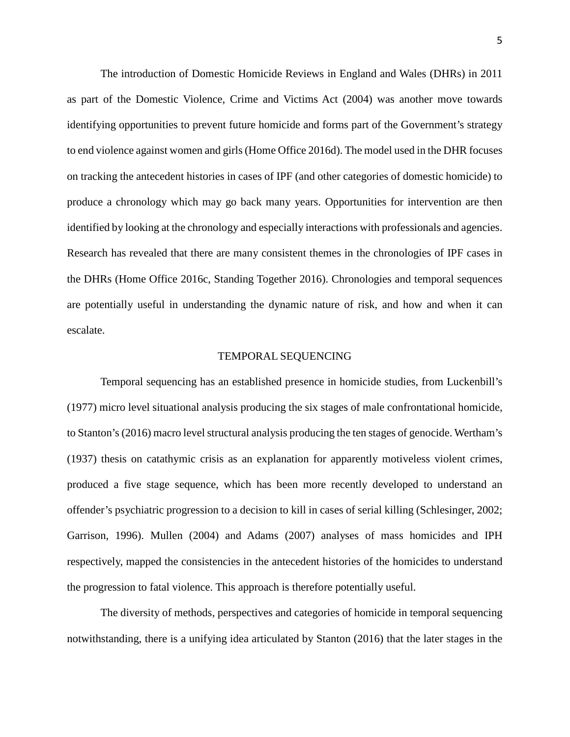The introduction of Domestic Homicide Reviews in England and Wales (DHRs) in 2011 as part of the Domestic Violence, Crime and Victims Act (2004) was another move towards identifying opportunities to prevent future homicide and forms part of the Government's strategy to end violence against women and girls (Home Office 2016d). The model used in the DHR focuses on tracking the antecedent histories in cases of IPF (and other categories of domestic homicide) to produce a chronology which may go back many years. Opportunities for intervention are then identified by looking at the chronology and especially interactions with professionals and agencies. Research has revealed that there are many consistent themes in the chronologies of IPF cases in the DHRs (Home Office 2016c, Standing Together 2016). Chronologies and temporal sequences are potentially useful in understanding the dynamic nature of risk, and how and when it can escalate.

## TEMPORAL SEQUENCING

Temporal sequencing has an established presence in homicide studies, from Luckenbill's (1977) micro level situational analysis producing the six stages of male confrontational homicide, to Stanton's (2016) macro level structural analysis producing the ten stages of genocide. Wertham's (1937) thesis on catathymic crisis as an explanation for apparently motiveless violent crimes, produced a five stage sequence, which has been more recently developed to understand an offender's psychiatric progression to a decision to kill in cases of serial killing (Schlesinger, 2002; Garrison, 1996). Mullen (2004) and Adams (2007) analyses of mass homicides and IPH respectively, mapped the consistencies in the antecedent histories of the homicides to understand the progression to fatal violence. This approach is therefore potentially useful.

The diversity of methods, perspectives and categories of homicide in temporal sequencing notwithstanding, there is a unifying idea articulated by Stanton (2016) that the later stages in the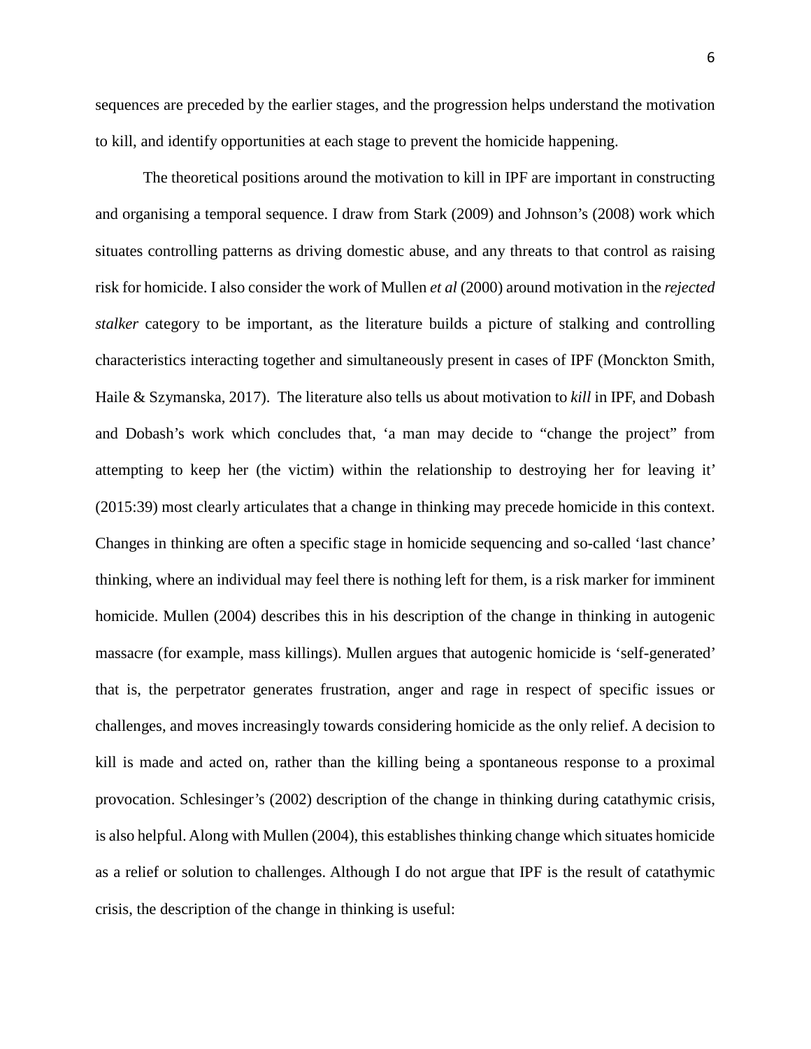sequences are preceded by the earlier stages, and the progression helps understand the motivation to kill, and identify opportunities at each stage to prevent the homicide happening.

The theoretical positions around the motivation to kill in IPF are important in constructing and organising a temporal sequence. I draw from Stark (2009) and Johnson's (2008) work which situates controlling patterns as driving domestic abuse, and any threats to that control as raising risk for homicide. I also consider the work of Mullen *et al* (2000) around motivation in the *rejected stalker* category to be important, as the literature builds a picture of stalking and controlling characteristics interacting together and simultaneously present in cases of IPF (Monckton Smith, Haile & Szymanska, 2017). The literature also tells us about motivation to *kill* in IPF, and Dobash and Dobash's work which concludes that, 'a man may decide to "change the project" from attempting to keep her (the victim) within the relationship to destroying her for leaving it' (2015:39) most clearly articulates that a change in thinking may precede homicide in this context. Changes in thinking are often a specific stage in homicide sequencing and so-called 'last chance' thinking, where an individual may feel there is nothing left for them, is a risk marker for imminent homicide. Mullen (2004) describes this in his description of the change in thinking in autogenic massacre (for example, mass killings). Mullen argues that autogenic homicide is 'self-generated' that is, the perpetrator generates frustration, anger and rage in respect of specific issues or challenges, and moves increasingly towards considering homicide as the only relief. A decision to kill is made and acted on, rather than the killing being a spontaneous response to a proximal provocation. Schlesinger's (2002) description of the change in thinking during catathymic crisis, is also helpful. Along with Mullen (2004), this establishes thinking change which situates homicide as a relief or solution to challenges. Although I do not argue that IPF is the result of catathymic crisis, the description of the change in thinking is useful: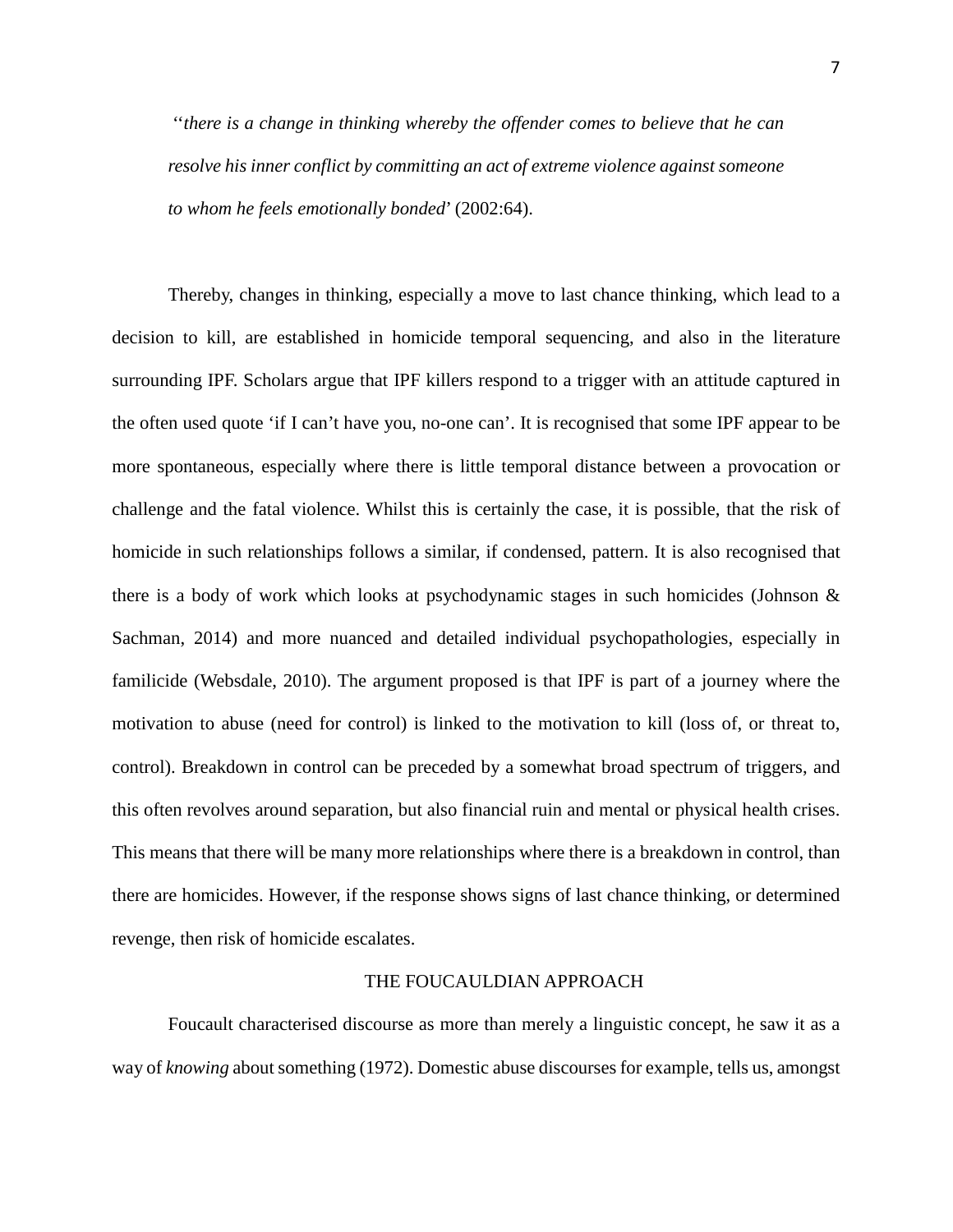> ''*there is a change in thinking whereby the offender comes to believe that he can resolve his inner conflict by committing an act of extreme violence against someone to whom he feels emotionally bonded*' (2002:64).

Thereby, changes in thinking, especially a move to last chance thinking, which lead to a decision to kill, are established in homicide temporal sequencing, and also in the literature surrounding IPF. Scholars argue that IPF killers respond to a trigger with an attitude captured in the often used quote 'if I can't have you, no-one can'. It is recognised that some IPF appear to be more spontaneous, especially where there is little temporal distance between a provocation or challenge and the fatal violence. Whilst this is certainly the case, it is possible, that the risk of homicide in such relationships follows a similar, if condensed, pattern. It is also recognised that there is a body of work which looks at psychodynamic stages in such homicides (Johnson & Sachman, 2014) and more nuanced and detailed individual psychopathologies, especially in familicide (Websdale, 2010). The argument proposed is that IPF is part of a journey where the motivation to abuse (need for control) is linked to the motivation to kill (loss of, or threat to, control). Breakdown in control can be preceded by a somewhat broad spectrum of triggers, and this often revolves around separation, but also financial ruin and mental or physical health crises. This means that there will be many more relationships where there is a breakdown in control, than there are homicides. However, if the response shows signs of last chance thinking, or determined revenge, then risk of homicide escalates.

## THE FOUCAULDIAN APPROACH

Foucault characterised discourse as more than merely a linguistic concept, he saw it as a way of *knowing* about something (1972). Domestic abuse discourses for example, tells us, amongst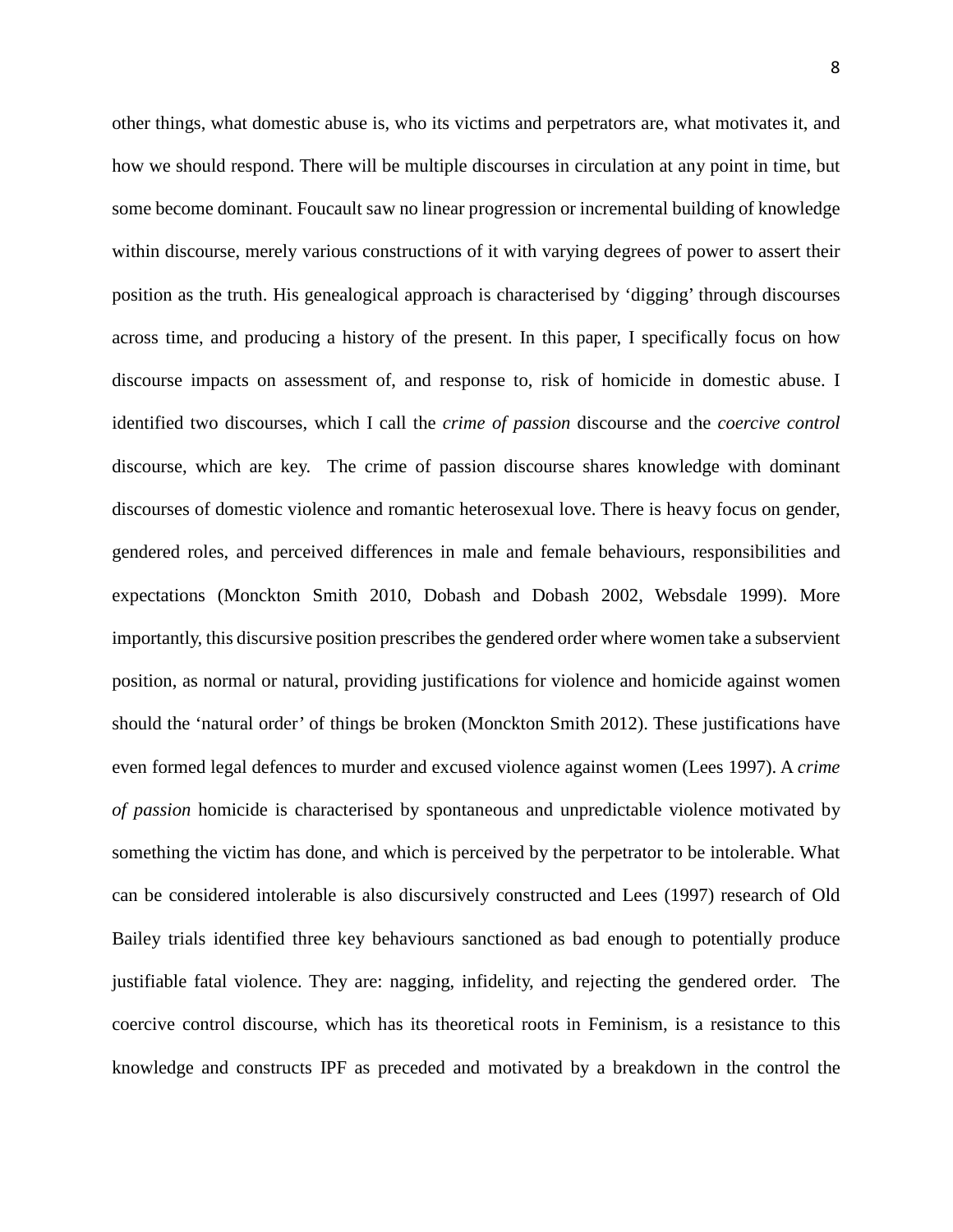other things, what domestic abuse is, who its victims and perpetrators are, what motivates it, and how we should respond. There will be multiple discourses in circulation at any point in time, but some become dominant. Foucault saw no linear progression or incremental building of knowledge within discourse, merely various constructions of it with varying degrees of power to assert their position as the truth. His genealogical approach is characterised by 'digging' through discourses across time, and producing a history of the present. In this paper, I specifically focus on how discourse impacts on assessment of, and response to, risk of homicide in domestic abuse. I identified two discourses, which I call the *crime of passion* discourse and the *coercive control* discourse, which are key. The crime of passion discourse shares knowledge with dominant discourses of domestic violence and romantic heterosexual love. There is heavy focus on gender, gendered roles, and perceived differences in male and female behaviours, responsibilities and expectations (Monckton Smith 2010, Dobash and Dobash 2002, Websdale 1999). More importantly, this discursive position prescribes the gendered order where women take a subservient position, as normal or natural, providing justifications for violence and homicide against women should the 'natural order' of things be broken (Monckton Smith 2012). These justifications have even formed legal defences to murder and excused violence against women (Lees 1997). A *crime of passion* homicide is characterised by spontaneous and unpredictable violence motivated by something the victim has done, and which is perceived by the perpetrator to be intolerable. What can be considered intolerable is also discursively constructed and Lees (1997) research of Old Bailey trials identified three key behaviours sanctioned as bad enough to potentially produce justifiable fatal violence. They are: nagging, infidelity, and rejecting the gendered order. The coercive control discourse, which has its theoretical roots in Feminism, is a resistance to this knowledge and constructs IPF as preceded and motivated by a breakdown in the control the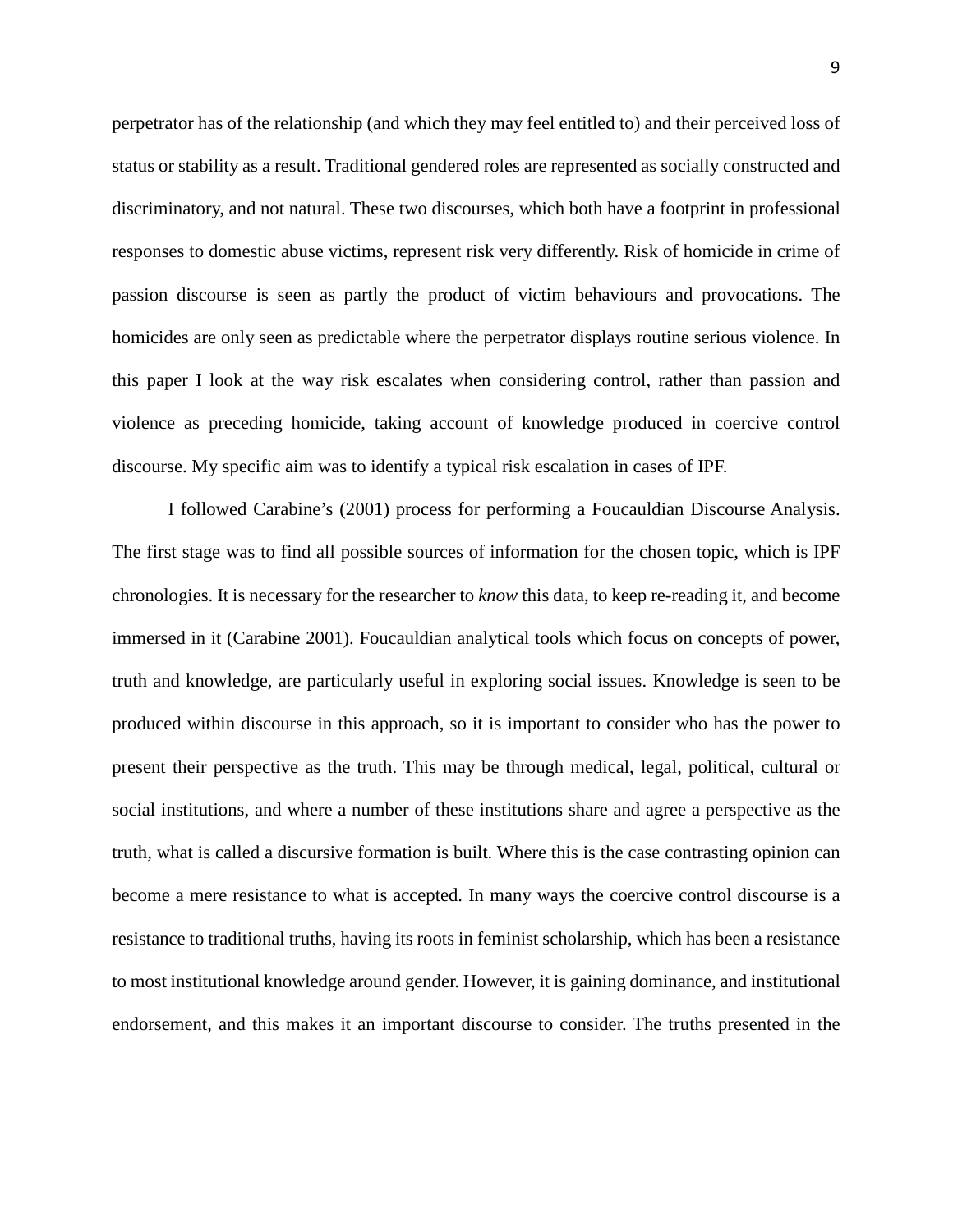perpetrator has of the relationship (and which they may feel entitled to) and their perceived loss of status or stability as a result. Traditional gendered roles are represented as socially constructed and discriminatory, and not natural. These two discourses, which both have a footprint in professional responses to domestic abuse victims, represent risk very differently. Risk of homicide in crime of passion discourse is seen as partly the product of victim behaviours and provocations. The homicides are only seen as predictable where the perpetrator displays routine serious violence. In this paper I look at the way risk escalates when considering control, rather than passion and violence as preceding homicide, taking account of knowledge produced in coercive control discourse. My specific aim was to identify a typical risk escalation in cases of IPF.

I followed Carabine's (2001) process for performing a Foucauldian Discourse Analysis. The first stage was to find all possible sources of information for the chosen topic, which is IPF chronologies. It is necessary for the researcher to *know* this data, to keep re-reading it, and become immersed in it (Carabine 2001). Foucauldian analytical tools which focus on concepts of power, truth and knowledge, are particularly useful in exploring social issues. Knowledge is seen to be produced within discourse in this approach, so it is important to consider who has the power to present their perspective as the truth. This may be through medical, legal, political, cultural or social institutions, and where a number of these institutions share and agree a perspective as the truth, what is called a discursive formation is built. Where this is the case contrasting opinion can become a mere resistance to what is accepted. In many ways the coercive control discourse is a resistance to traditional truths, having its roots in feminist scholarship, which has been a resistance to most institutional knowledge around gender. However, it is gaining dominance, and institutional endorsement, and this makes it an important discourse to consider. The truths presented in the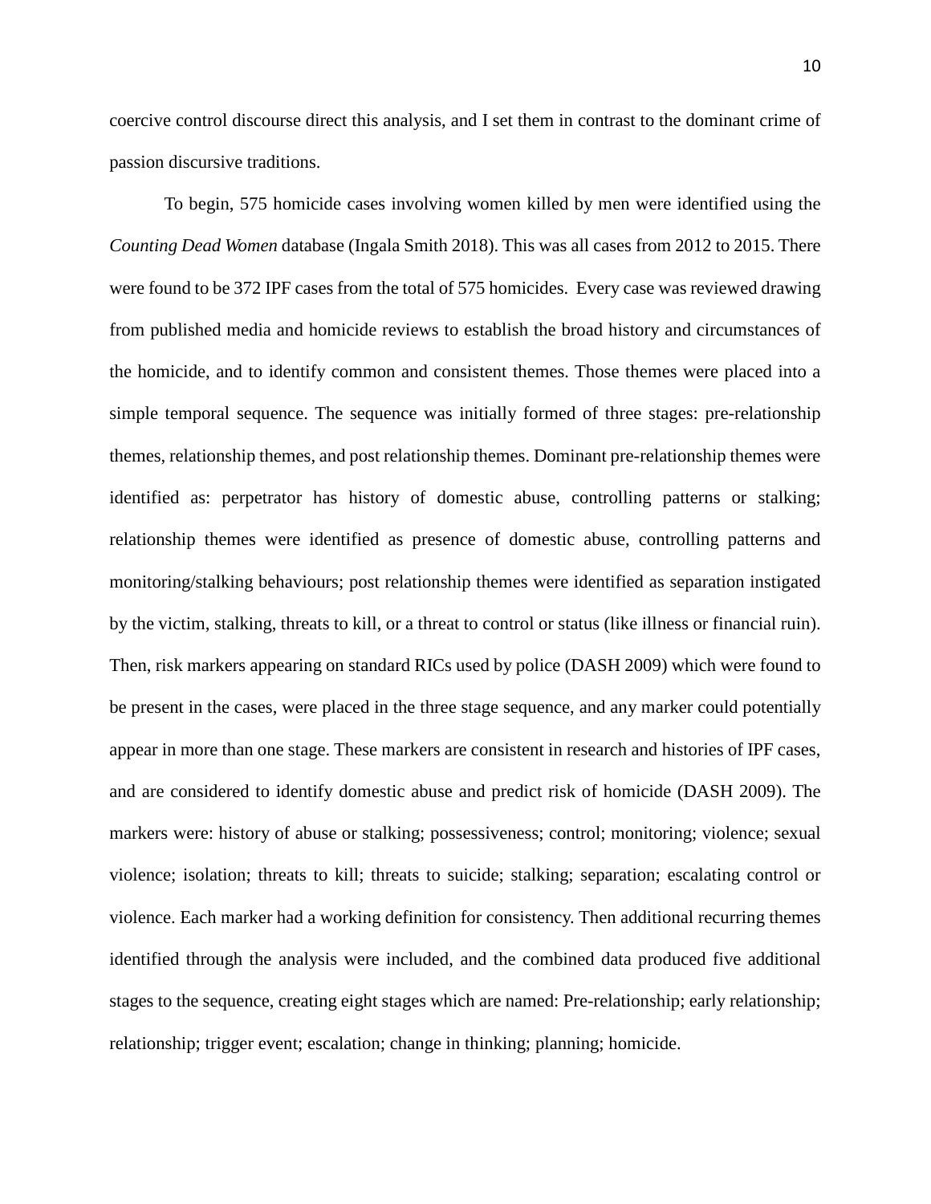coercive control discourse direct this analysis, and I set them in contrast to the dominant crime of passion discursive traditions.

To begin, 575 homicide cases involving women killed by men were identified using the *Counting Dead Women* database (Ingala Smith 2018). This was all cases from 2012 to 2015. There were found to be 372 IPF cases from the total of 575 homicides. Every case was reviewed drawing from published media and homicide reviews to establish the broad history and circumstances of the homicide, and to identify common and consistent themes. Those themes were placed into a simple temporal sequence. The sequence was initially formed of three stages: pre-relationship themes, relationship themes, and post relationship themes. Dominant pre-relationship themes were identified as: perpetrator has history of domestic abuse, controlling patterns or stalking; relationship themes were identified as presence of domestic abuse, controlling patterns and monitoring/stalking behaviours; post relationship themes were identified as separation instigated by the victim, stalking, threats to kill, or a threat to control or status (like illness or financial ruin). Then, risk markers appearing on standard RICs used by police (DASH 2009) which were found to be present in the cases, were placed in the three stage sequence, and any marker could potentially appear in more than one stage. These markers are consistent in research and histories of IPF cases, and are considered to identify domestic abuse and predict risk of homicide (DASH 2009). The markers were: history of abuse or stalking; possessiveness; control; monitoring; violence; sexual violence; isolation; threats to kill; threats to suicide; stalking; separation; escalating control or violence. Each marker had a working definition for consistency. Then additional recurring themes identified through the analysis were included, and the combined data produced five additional stages to the sequence, creating eight stages which are named: Pre-relationship; early relationship; relationship; trigger event; escalation; change in thinking; planning; homicide.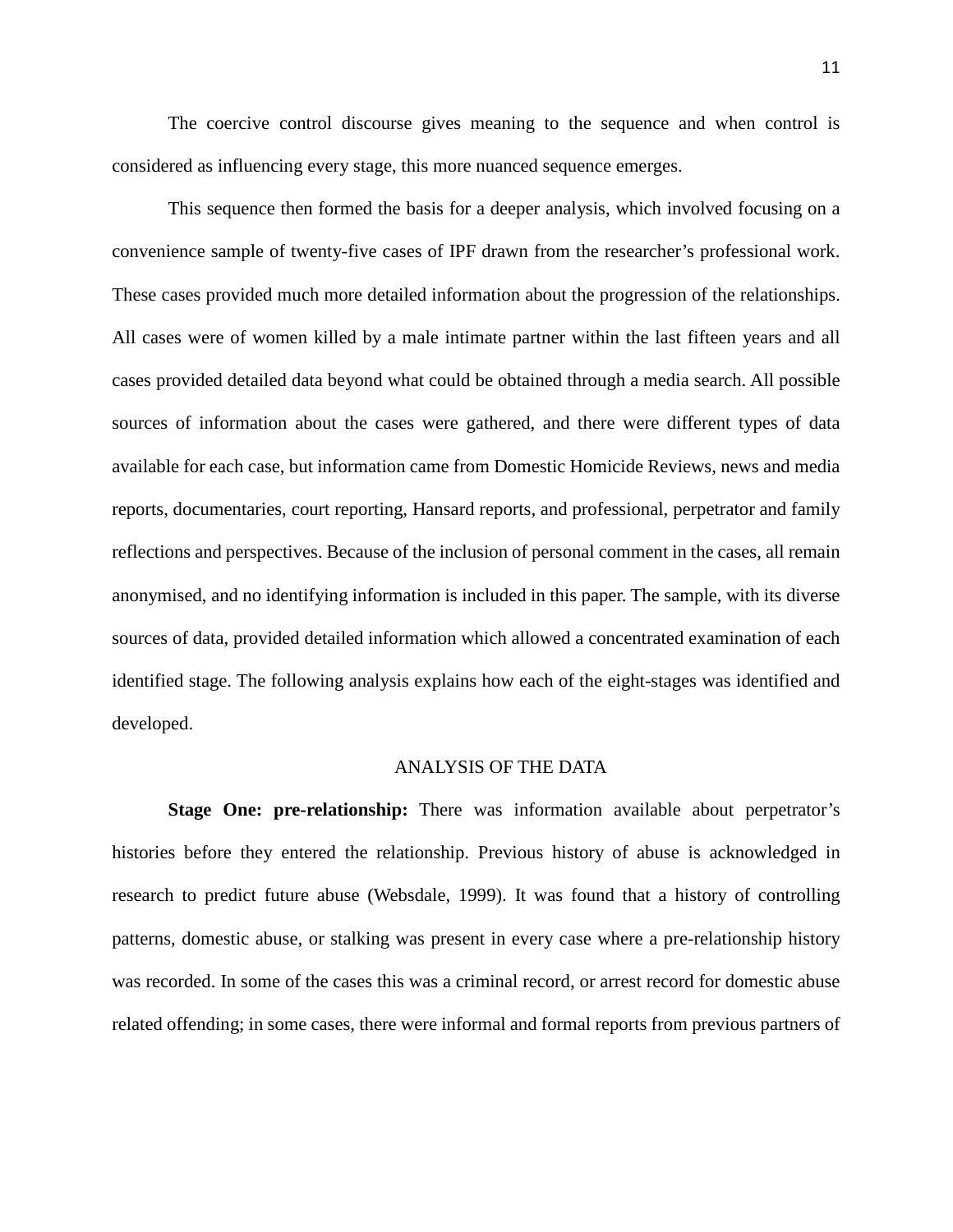The coercive control discourse gives meaning to the sequence and when control is considered as influencing every stage, this more nuanced sequence emerges.

This sequence then formed the basis for a deeper analysis, which involved focusing on a convenience sample of twenty-five cases of IPF drawn from the researcher's professional work. These cases provided much more detailed information about the progression of the relationships. All cases were of women killed by a male intimate partner within the last fifteen years and all cases provided detailed data beyond what could be obtained through a media search. All possible sources of information about the cases were gathered, and there were different types of data available for each case, but information came from Domestic Homicide Reviews, news and media reports, documentaries, court reporting, Hansard reports, and professional, perpetrator and family reflections and perspectives. Because of the inclusion of personal comment in the cases, all remain anonymised, and no identifying information is included in this paper. The sample, with its diverse sources of data, provided detailed information which allowed a concentrated examination of each identified stage. The following analysis explains how each of the eight-stages was identified and developed.

## ANALYSIS OF THE DATA

**Stage One: pre-relationship:** There was information available about perpetrator's histories before they entered the relationship. Previous history of abuse is acknowledged in research to predict future abuse (Websdale, 1999). It was found that a history of controlling patterns, domestic abuse, or stalking was present in every case where a pre-relationship history was recorded. In some of the cases this was a criminal record, or arrest record for domestic abuse related offending; in some cases, there were informal and formal reports from previous partners of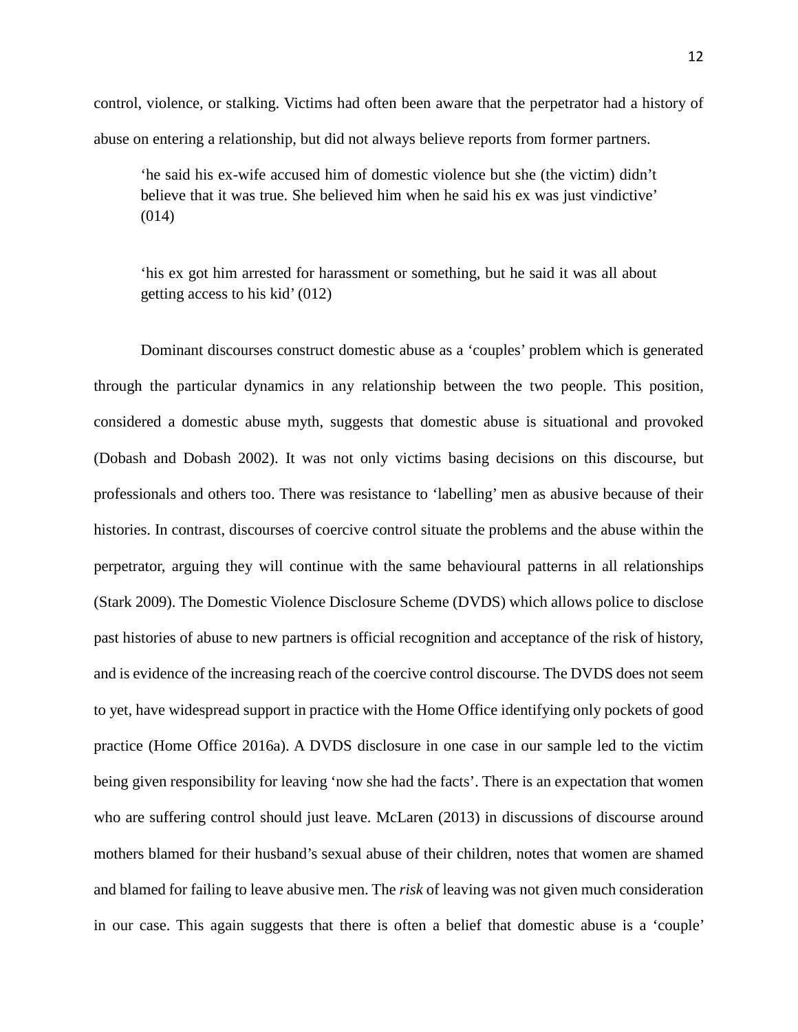control, violence, or stalking. Victims had often been aware that the perpetrator had a history of abuse on entering a relationship, but did not always believe reports from former partners.

> 'he said his ex-wife accused him of domestic violence but she (the victim) didn't believe that it was true. She believed him when he said his ex was just vindictive' (014)

> 'his ex got him arrested for harassment or something, but he said it was all about getting access to his kid' (012)

Dominant discourses construct domestic abuse as a 'couples' problem which is generated through the particular dynamics in any relationship between the two people. This position, considered a domestic abuse myth, suggests that domestic abuse is situational and provoked (Dobash and Dobash 2002). It was not only victims basing decisions on this discourse, but professionals and others too. There was resistance to 'labelling' men as abusive because of their histories. In contrast, discourses of coercive control situate the problems and the abuse within the perpetrator, arguing they will continue with the same behavioural patterns in all relationships (Stark 2009). The Domestic Violence Disclosure Scheme (DVDS) which allows police to disclose past histories of abuse to new partners is official recognition and acceptance of the risk of history, and is evidence of the increasing reach of the coercive control discourse. The DVDS does not seem to yet, have widespread support in practice with the Home Office identifying only pockets of good practice (Home Office 2016a). A DVDS disclosure in one case in our sample led to the victim being given responsibility for leaving 'now she had the facts'. There is an expectation that women who are suffering control should just leave. McLaren (2013) in discussions of discourse around mothers blamed for their husband's sexual abuse of their children, notes that women are shamed and blamed for failing to leave abusive men. The *risk* of leaving was not given much consideration in our case. This again suggests that there is often a belief that domestic abuse is a 'couple'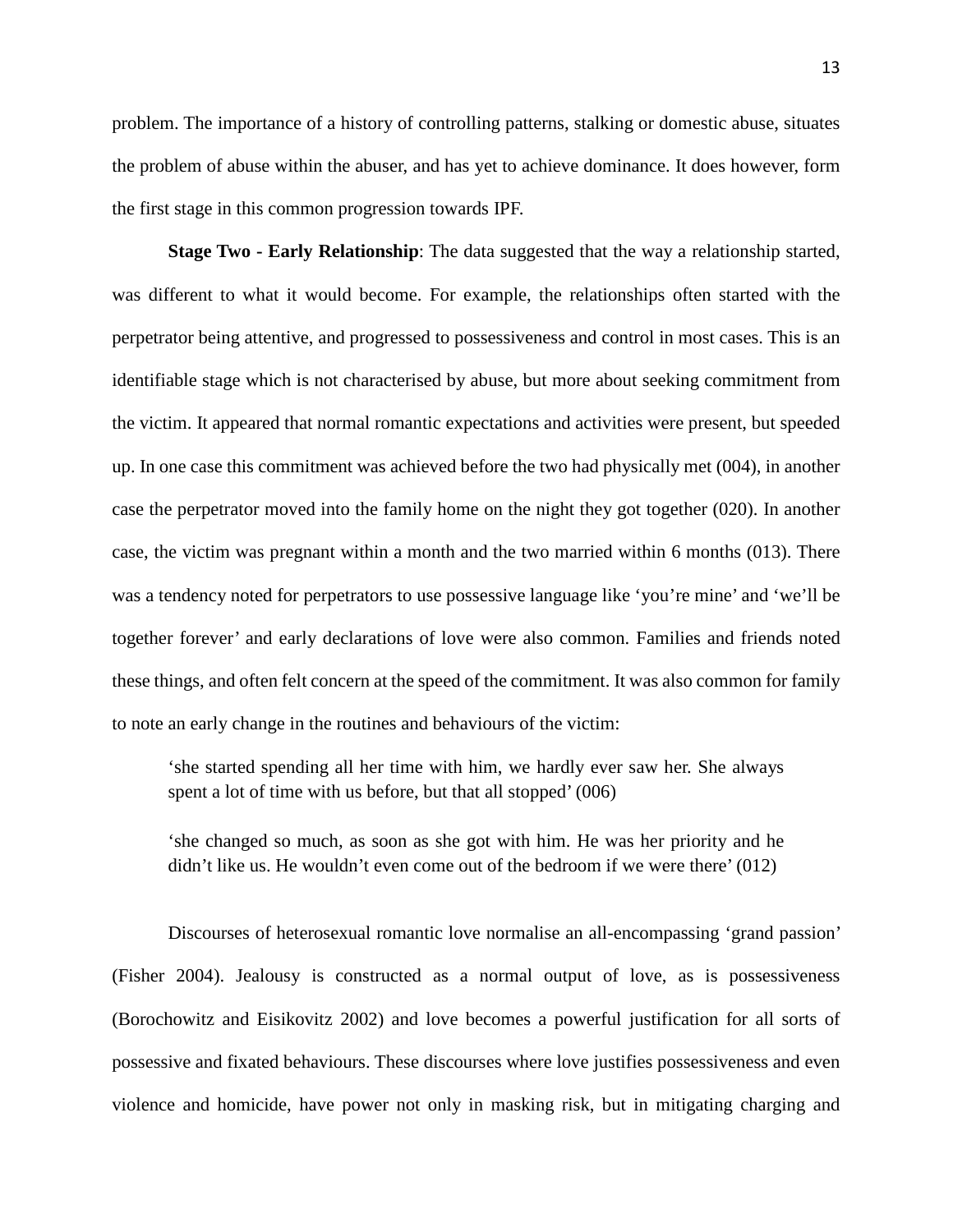problem. The importance of a history of controlling patterns, stalking or domestic abuse, situates the problem of abuse within the abuser, and has yet to achieve dominance. It does however, form the first stage in this common progression towards IPF.

**Stage Two - Early Relationship**: The data suggested that the way a relationship started, was different to what it would become. For example, the relationships often started with the perpetrator being attentive, and progressed to possessiveness and control in most cases. This is an identifiable stage which is not characterised by abuse, but more about seeking commitment from the victim. It appeared that normal romantic expectations and activities were present, but speeded up. In one case this commitment was achieved before the two had physically met (004), in another case the perpetrator moved into the family home on the night they got together (020). In another case, the victim was pregnant within a month and the two married within 6 months (013). There was a tendency noted for perpetrators to use possessive language like 'you're mine' and 'we'll be together forever' and early declarations of love were also common. Families and friends noted these things, and often felt concern at the speed of the commitment. It was also common for family to note an early change in the routines and behaviours of the victim:

> 'she started spending all her time with him, we hardly ever saw her. She always spent a lot of time with us before, but that all stopped' (006)

> 'she changed so much, as soon as she got with him. He was her priority and he didn't like us. He wouldn't even come out of the bedroom if we were there' (012)

Discourses of heterosexual romantic love normalise an all-encompassing 'grand passion' (Fisher 2004). Jealousy is constructed as a normal output of love, as is possessiveness (Borochowitz and Eisikovitz 2002) and love becomes a powerful justification for all sorts of possessive and fixated behaviours. These discourses where love justifies possessiveness and even violence and homicide, have power not only in masking risk, but in mitigating charging and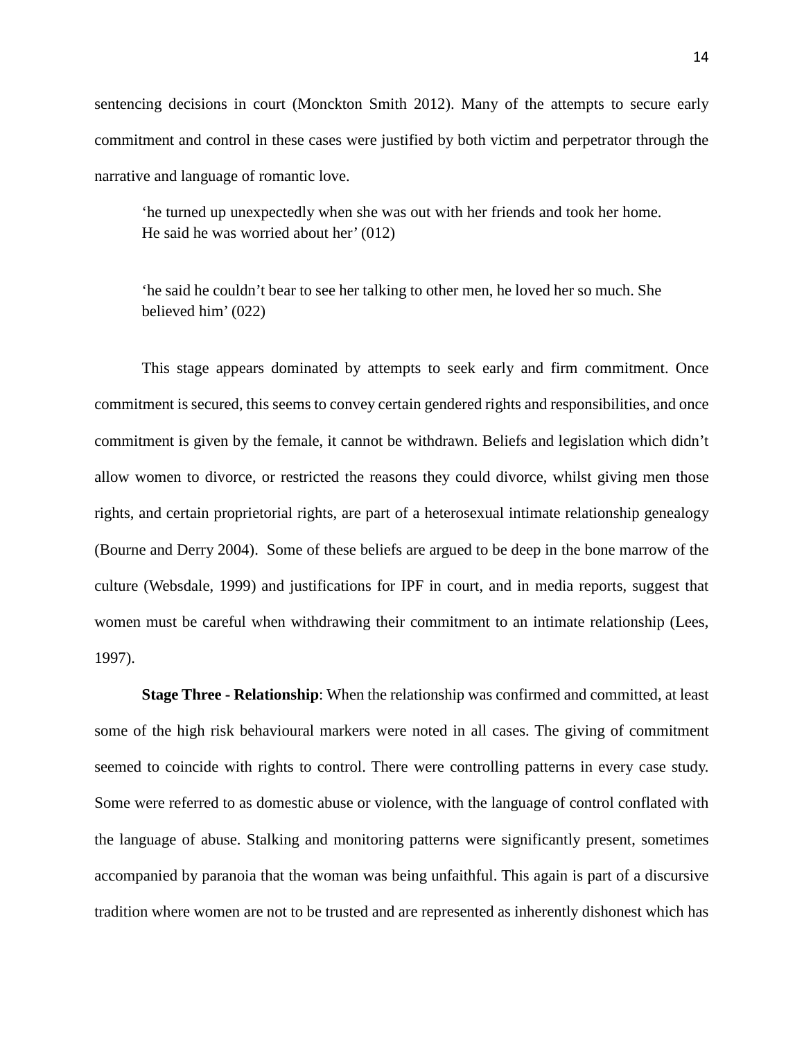sentencing decisions in court (Monckton Smith 2012). Many of the attempts to secure early commitment and control in these cases were justified by both victim and perpetrator through the narrative and language of romantic love.

> ‘he turned up unexpectedly when she was out with her friends and took her home. He said he was worried about her’ (012)

> ‘he said he couldn’t bear to see her talking to other men, he loved her so much. She believed him’ (022)

This stage appears dominated by attempts to seek early and firm commitment. Once commitment is secured, this seems to convey certain gendered rights and responsibilities, and once commitment is given by the female, it cannot be withdrawn. Beliefs and legislation which didn’t allow women to divorce, or restricted the reasons they could divorce, whilst giving men those rights, and certain proprietorial rights, are part of a heterosexual intimate relationship genealogy (Bourne and Derry 2004). Some of these beliefs are argued to be deep in the bone marrow of the culture (Websdale, 1999) and justifications for IPF in court, and in media reports, suggest that women must be careful when withdrawing their commitment to an intimate relationship (Lees, 1997).

**Stage Three - Relationship**: When the relationship was confirmed and committed, at least some of the high risk behavioural markers were noted in all cases. The giving of commitment seemed to coincide with rights to control. There were controlling patterns in every case study. Some were referred to as domestic abuse or violence, with the language of control conflated with the language of abuse. Stalking and monitoring patterns were significantly present, sometimes accompanied by paranoia that the woman was being unfaithful. This again is part of a discursive tradition where women are not to be trusted and are represented as inherently dishonest which has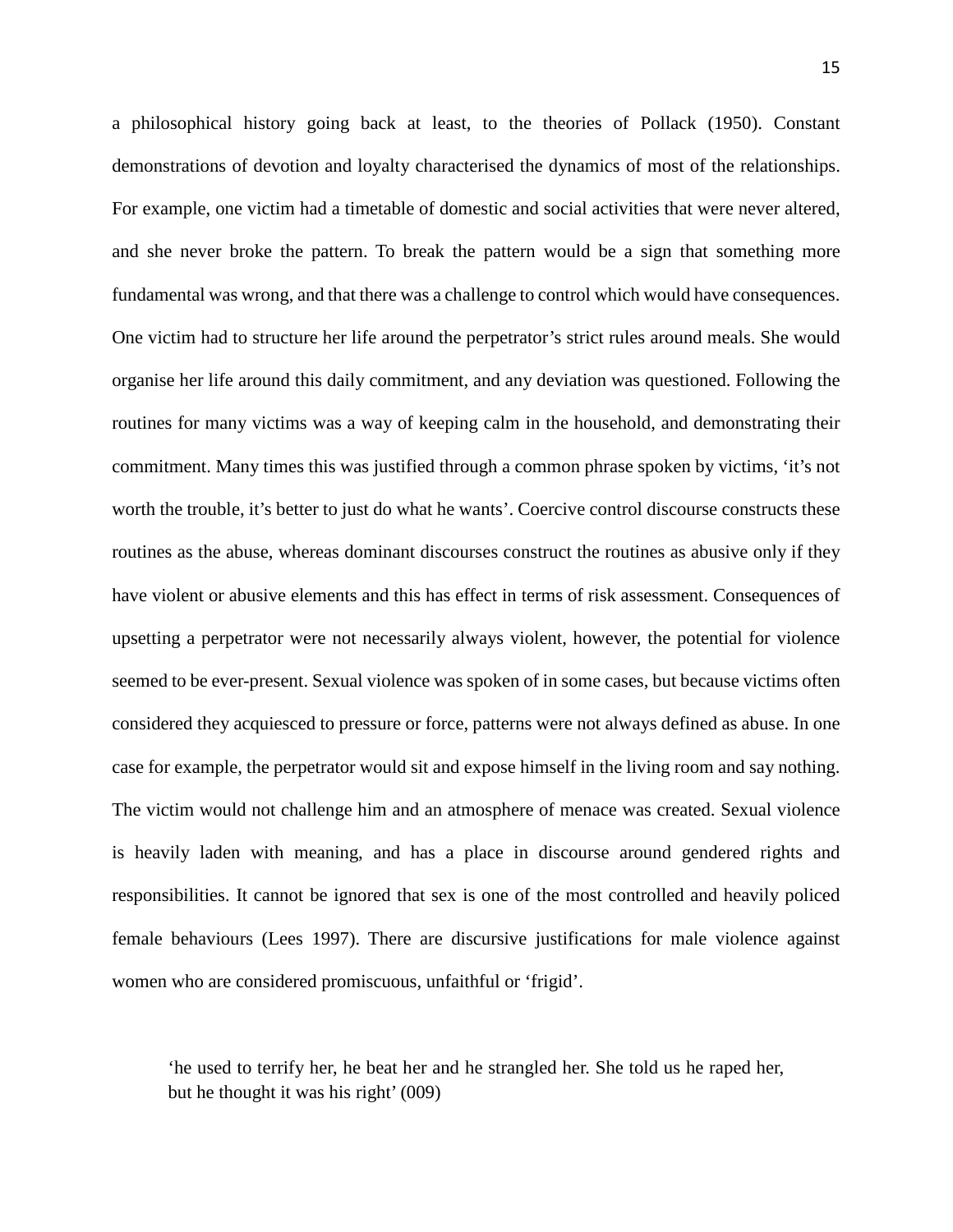a philosophical history going back at least, to the theories of Pollack (1950). Constant demonstrations of devotion and loyalty characterised the dynamics of most of the relationships. For example, one victim had a timetable of domestic and social activities that were never altered, and she never broke the pattern. To break the pattern would be a sign that something more fundamental was wrong, and that there was a challenge to control which would have consequences. One victim had to structure her life around the perpetrator's strict rules around meals. She would organise her life around this daily commitment, and any deviation was questioned. Following the routines for many victims was a way of keeping calm in the household, and demonstrating their commitment. Many times this was justified through a common phrase spoken by victims, 'it's not worth the trouble, it's better to just do what he wants'. Coercive control discourse constructs these routines as the abuse, whereas dominant discourses construct the routines as abusive only if they have violent or abusive elements and this has effect in terms of risk assessment. Consequences of upsetting a perpetrator were not necessarily always violent, however, the potential for violence seemed to be ever-present. Sexual violence was spoken of in some cases, but because victims often considered they acquiesced to pressure or force, patterns were not always defined as abuse. In one case for example, the perpetrator would sit and expose himself in the living room and say nothing. The victim would not challenge him and an atmosphere of menace was created. Sexual violence is heavily laden with meaning, and has a place in discourse around gendered rights and responsibilities. It cannot be ignored that sex is one of the most controlled and heavily policed female behaviours (Lees 1997). There are discursive justifications for male violence against women who are considered promiscuous, unfaithful or 'frigid'.

> 'he used to terrify her, he beat her and he strangled her. She told us he raped her, but he thought it was his right' (009)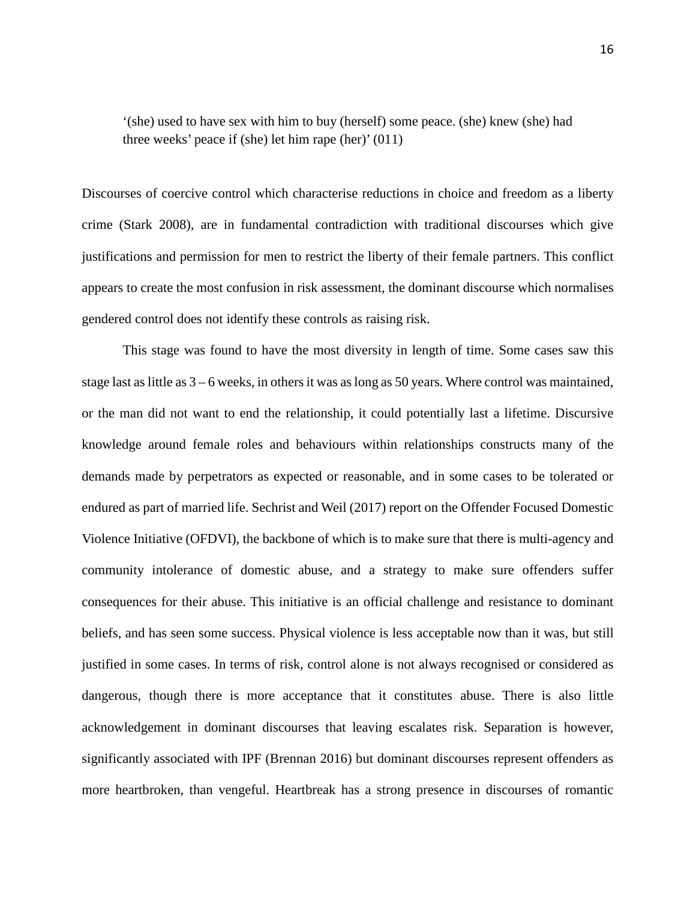> '(she) used to have sex with him to buy (herself) some peace. (she) knew (she) had three weeks' peace if (she) let him rape (her)' (011)

Discourses of coercive control which characterise reductions in choice and freedom as a liberty crime (Stark 2008), are in fundamental contradiction with traditional discourses which give justifications and permission for men to restrict the liberty of their female partners. This conflict appears to create the most confusion in risk assessment, the dominant discourse which normalises gendered control does not identify these controls as raising risk.

This stage was found to have the most diversity in length of time. Some cases saw this stage last as little as 3 – 6 weeks, in others it was as long as 50 years. Where control was maintained, or the man did not want to end the relationship, it could potentially last a lifetime. Discursive knowledge around female roles and behaviours within relationships constructs many of the demands made by perpetrators as expected or reasonable, and in some cases to be tolerated or endured as part of married life. Sechrist and Weil (2017) report on the Offender Focused Domestic Violence Initiative (OFDVI), the backbone of which is to make sure that there is multi-agency and community intolerance of domestic abuse, and a strategy to make sure offenders suffer consequences for their abuse. This initiative is an official challenge and resistance to dominant beliefs, and has seen some success. Physical violence is less acceptable now than it was, but still justified in some cases. In terms of risk, control alone is not always recognised or considered as dangerous, though there is more acceptance that it constitutes abuse. There is also little acknowledgement in dominant discourses that leaving escalates risk. Separation is however, significantly associated with IPF (Brennan 2016) but dominant discourses represent offenders as more heartbroken, than vengeful. Heartbreak has a strong presence in discourses of romantic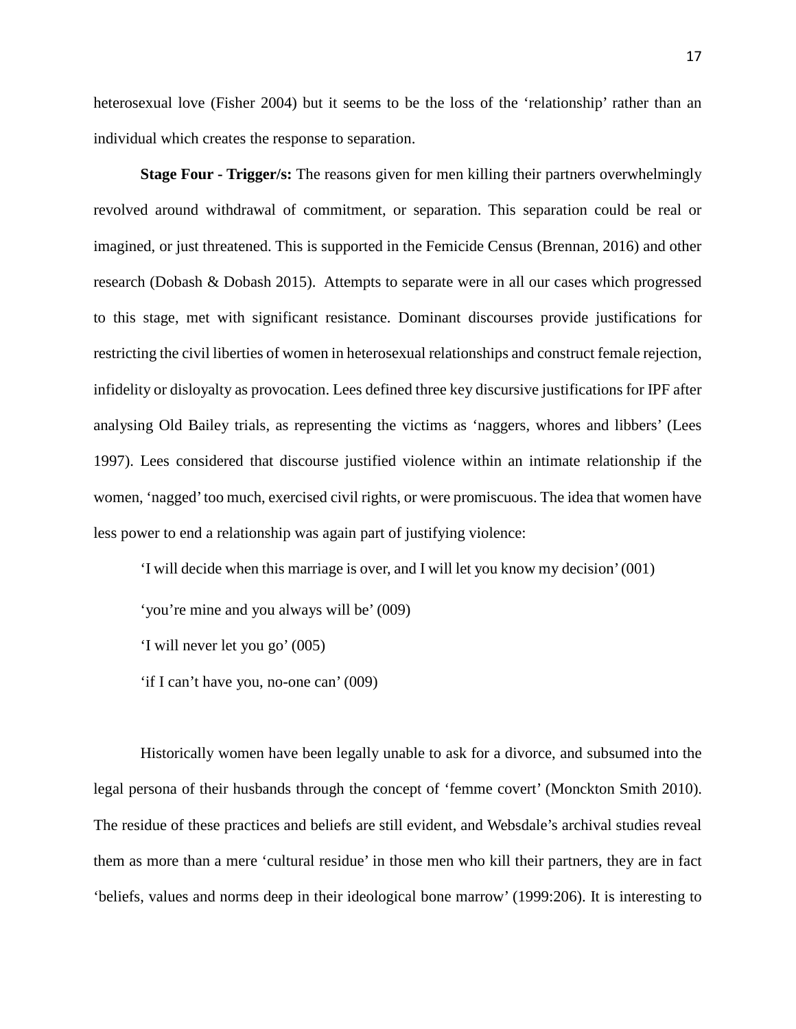heterosexual love (Fisher 2004) but it seems to be the loss of the 'relationship' rather than an individual which creates the response to separation.

**Stage Four - Trigger/s:** The reasons given for men killing their partners overwhelmingly revolved around withdrawal of commitment, or separation. This separation could be real or imagined, or just threatened. This is supported in the Femicide Census (Brennan, 2016) and other research (Dobash & Dobash 2015). Attempts to separate were in all our cases which progressed to this stage, met with significant resistance. Dominant discourses provide justifications for restricting the civil liberties of women in heterosexual relationships and construct female rejection, infidelity or disloyalty as provocation. Lees defined three key discursive justifications for IPF after analysing Old Bailey trials, as representing the victims as 'naggers, whores and libbers' (Lees 1997). Lees considered that discourse justified violence within an intimate relationship if the women, 'nagged' too much, exercised civil rights, or were promiscuous. The idea that women have less power to end a relationship was again part of justifying violence:

'I will decide when this marriage is over, and I will let you know my decision' (001)

'you're mine and you always will be' (009)

'I will never let you go' (005)

'if I can't have you, no-one can' (009)

Historically women have been legally unable to ask for a divorce, and subsumed into the legal persona of their husbands through the concept of 'femme covert' (Monckton Smith 2010). The residue of these practices and beliefs are still evident, and Websdale's archival studies reveal them as more than a mere 'cultural residue' in those men who kill their partners, they are in fact 'beliefs, values and norms deep in their ideological bone marrow' (1999:206). It is interesting to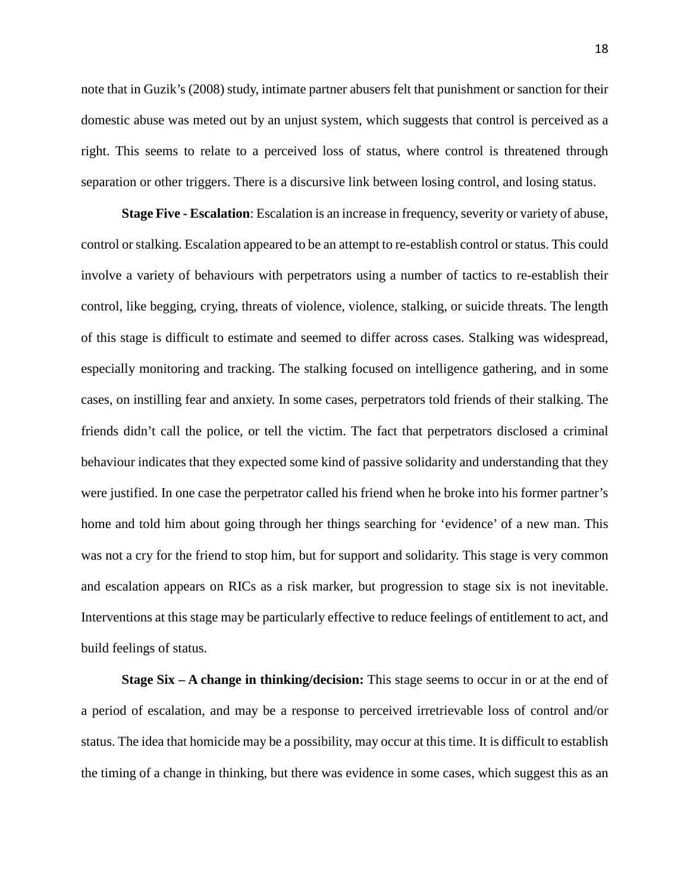note that in Guzik's (2008) study, intimate partner abusers felt that punishment or sanction for their domestic abuse was meted out by an unjust system, which suggests that control is perceived as a right. This seems to relate to a perceived loss of status, where control is threatened through separation or other triggers. There is a discursive link between losing control, and losing status.

**Stage Five - Escalation**: Escalation is an increase in frequency, severity or variety of abuse, control or stalking. Escalation appeared to be an attempt to re-establish control or status. This could involve a variety of behaviours with perpetrators using a number of tactics to re-establish their control, like begging, crying, threats of violence, violence, stalking, or suicide threats. The length of this stage is difficult to estimate and seemed to differ across cases. Stalking was widespread, especially monitoring and tracking. The stalking focused on intelligence gathering, and in some cases, on instilling fear and anxiety. In some cases, perpetrators told friends of their stalking. The friends didn't call the police, or tell the victim. The fact that perpetrators disclosed a criminal behaviour indicates that they expected some kind of passive solidarity and understanding that they were justified. In one case the perpetrator called his friend when he broke into his former partner's home and told him about going through her things searching for 'evidence' of a new man. This was not a cry for the friend to stop him, but for support and solidarity. This stage is very common and escalation appears on RICs as a risk marker, but progression to stage six is not inevitable. Interventions at this stage may be particularly effective to reduce feelings of entitlement to act, and build feelings of status.

**Stage Six – A change in thinking/decision:** This stage seems to occur in or at the end of a period of escalation, and may be a response to perceived irretrievable loss of control and/or status. The idea that homicide may be a possibility, may occur at this time. It is difficult to establish the timing of a change in thinking, but there was evidence in some cases, which suggest this as an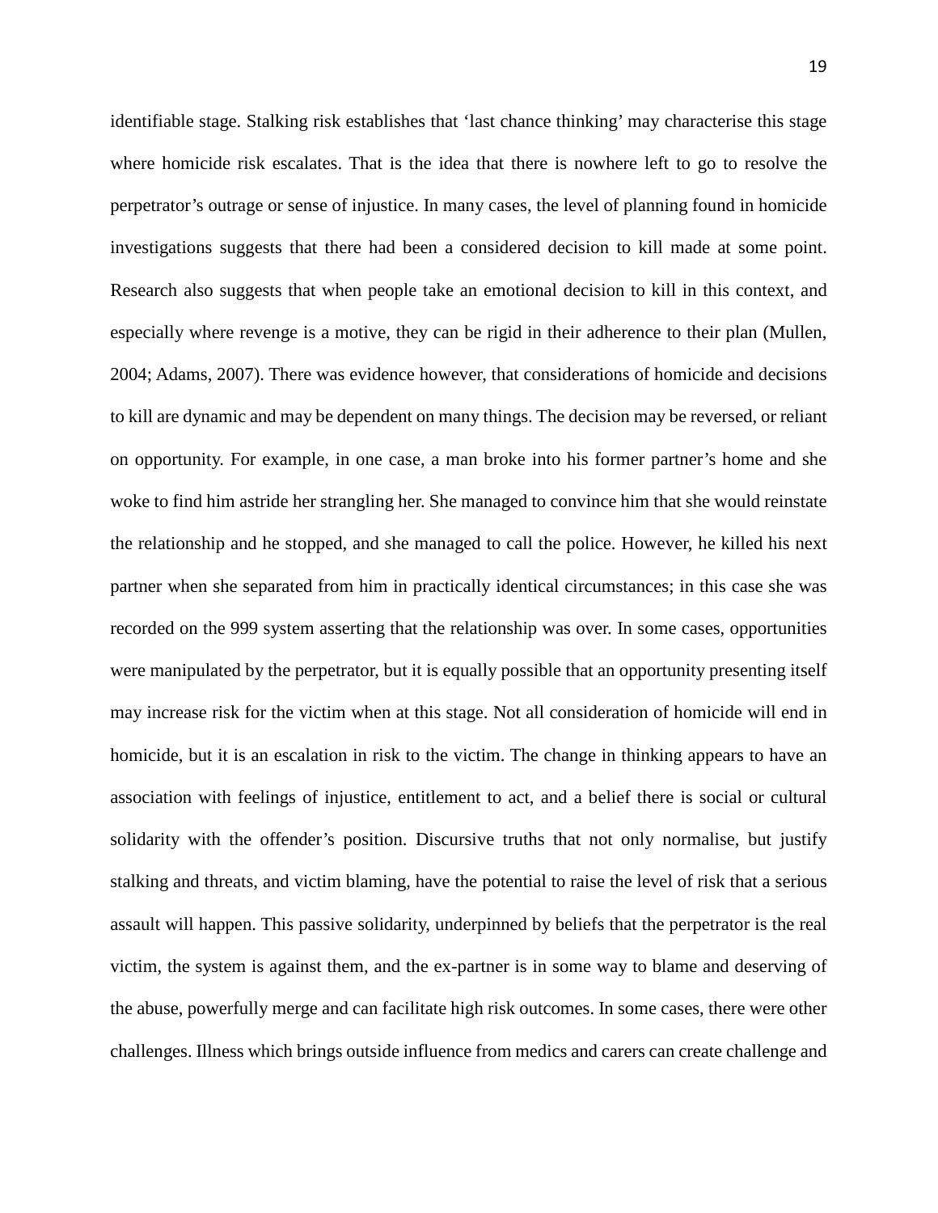identifiable stage. Stalking risk establishes that 'last chance thinking' may characterise this stage where homicide risk escalates. That is the idea that there is nowhere left to go to resolve the perpetrator's outrage or sense of injustice. In many cases, the level of planning found in homicide investigations suggests that there had been a considered decision to kill made at some point. Research also suggests that when people take an emotional decision to kill in this context, and especially where revenge is a motive, they can be rigid in their adherence to their plan (Mullen, 2004; Adams, 2007). There was evidence however, that considerations of homicide and decisions to kill are dynamic and may be dependent on many things. The decision may be reversed, or reliant on opportunity. For example, in one case, a man broke into his former partner's home and she woke to find him astride her strangling her. She managed to convince him that she would reinstate the relationship and he stopped, and she managed to call the police. However, he killed his next partner when she separated from him in practically identical circumstances; in this case she was recorded on the 999 system asserting that the relationship was over. In some cases, opportunities were manipulated by the perpetrator, but it is equally possible that an opportunity presenting itself may increase risk for the victim when at this stage. Not all consideration of homicide will end in homicide, but it is an escalation in risk to the victim. The change in thinking appears to have an association with feelings of injustice, entitlement to act, and a belief there is social or cultural solidarity with the offender's position. Discursive truths that not only normalise, but justify stalking and threats, and victim blaming, have the potential to raise the level of risk that a serious assault will happen. This passive solidarity, underpinned by beliefs that the perpetrator is the real victim, the system is against them, and the ex-partner is in some way to blame and deserving of the abuse, powerfully merge and can facilitate high risk outcomes. In some cases, there were other challenges. Illness which brings outside influence from medics and carers can create challenge and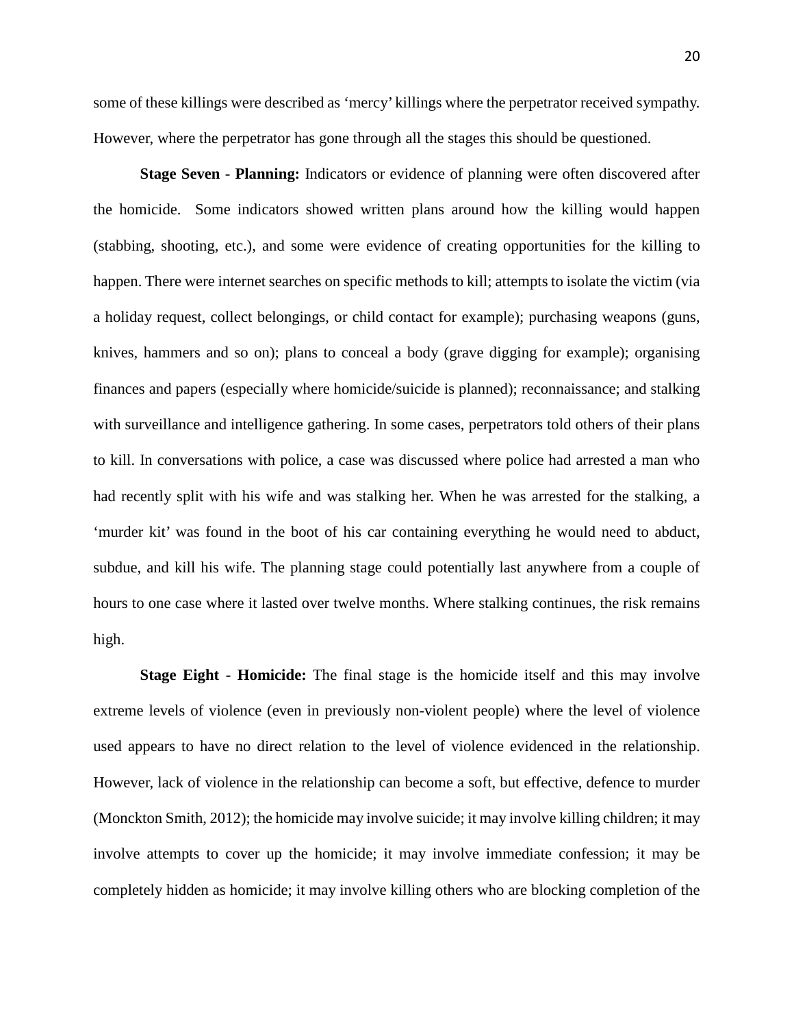some of these killings were described as ‘mercy’ killings where the perpetrator received sympathy. However, where the perpetrator has gone through all the stages this should be questioned.

**Stage Seven - Planning:** Indicators or evidence of planning were often discovered after the homicide. Some indicators showed written plans around how the killing would happen (stabbing, shooting, etc.), and some were evidence of creating opportunities for the killing to happen. There were internet searches on specific methods to kill; attempts to isolate the victim (via a holiday request, collect belongings, or child contact for example); purchasing weapons (guns, knives, hammers and so on); plans to conceal a body (grave digging for example); organising finances and papers (especially where homicide/suicide is planned); reconnaissance; and stalking with surveillance and intelligence gathering. In some cases, perpetrators told others of their plans to kill. In conversations with police, a case was discussed where police had arrested a man who had recently split with his wife and was stalking her. When he was arrested for the stalking, a ‘murder kit’ was found in the boot of his car containing everything he would need to abduct, subdue, and kill his wife. The planning stage could potentially last anywhere from a couple of hours to one case where it lasted over twelve months. Where stalking continues, the risk remains high.

**Stage Eight - Homicide:** The final stage is the homicide itself and this may involve extreme levels of violence (even in previously non-violent people) where the level of violence used appears to have no direct relation to the level of violence evidenced in the relationship. However, lack of violence in the relationship can become a soft, but effective, defence to murder (Monckton Smith, 2012); the homicide may involve suicide; it may involve killing children; it may involve attempts to cover up the homicide; it may involve immediate confession; it may be completely hidden as homicide; it may involve killing others who are blocking completion of the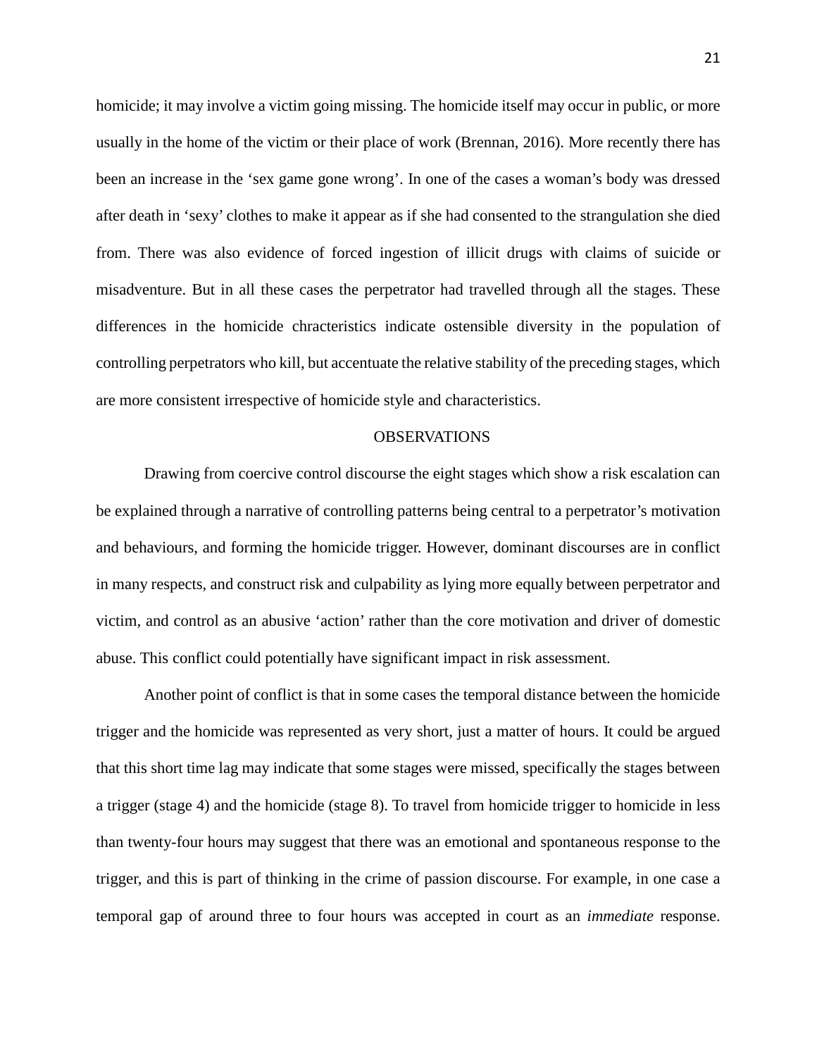homicide; it may involve a victim going missing. The homicide itself may occur in public, or more usually in the home of the victim or their place of work (Brennan, 2016). More recently there has been an increase in the 'sex game gone wrong'. In one of the cases a woman's body was dressed after death in 'sexy' clothes to make it appear as if she had consented to the strangulation she died from. There was also evidence of forced ingestion of illicit drugs with claims of suicide or misadventure. But in all these cases the perpetrator had travelled through all the stages. These differences in the homicide chracteristics indicate ostensible diversity in the population of controlling perpetrators who kill, but accentuate the relative stability of the preceding stages, which are more consistent irrespective of homicide style and characteristics.

## OBSERVATIONS

Drawing from coercive control discourse the eight stages which show a risk escalation can be explained through a narrative of controlling patterns being central to a perpetrator's motivation and behaviours, and forming the homicide trigger. However, dominant discourses are in conflict in many respects, and construct risk and culpability as lying more equally between perpetrator and victim, and control as an abusive 'action' rather than the core motivation and driver of domestic abuse. This conflict could potentially have significant impact in risk assessment.

Another point of conflict is that in some cases the temporal distance between the homicide trigger and the homicide was represented as very short, just a matter of hours. It could be argued that this short time lag may indicate that some stages were missed, specifically the stages between a trigger (stage 4) and the homicide (stage 8). To travel from homicide trigger to homicide in less than twenty-four hours may suggest that there was an emotional and spontaneous response to the trigger, and this is part of thinking in the crime of passion discourse. For example, in one case a temporal gap of around three to four hours was accepted in court as an *immediate* response.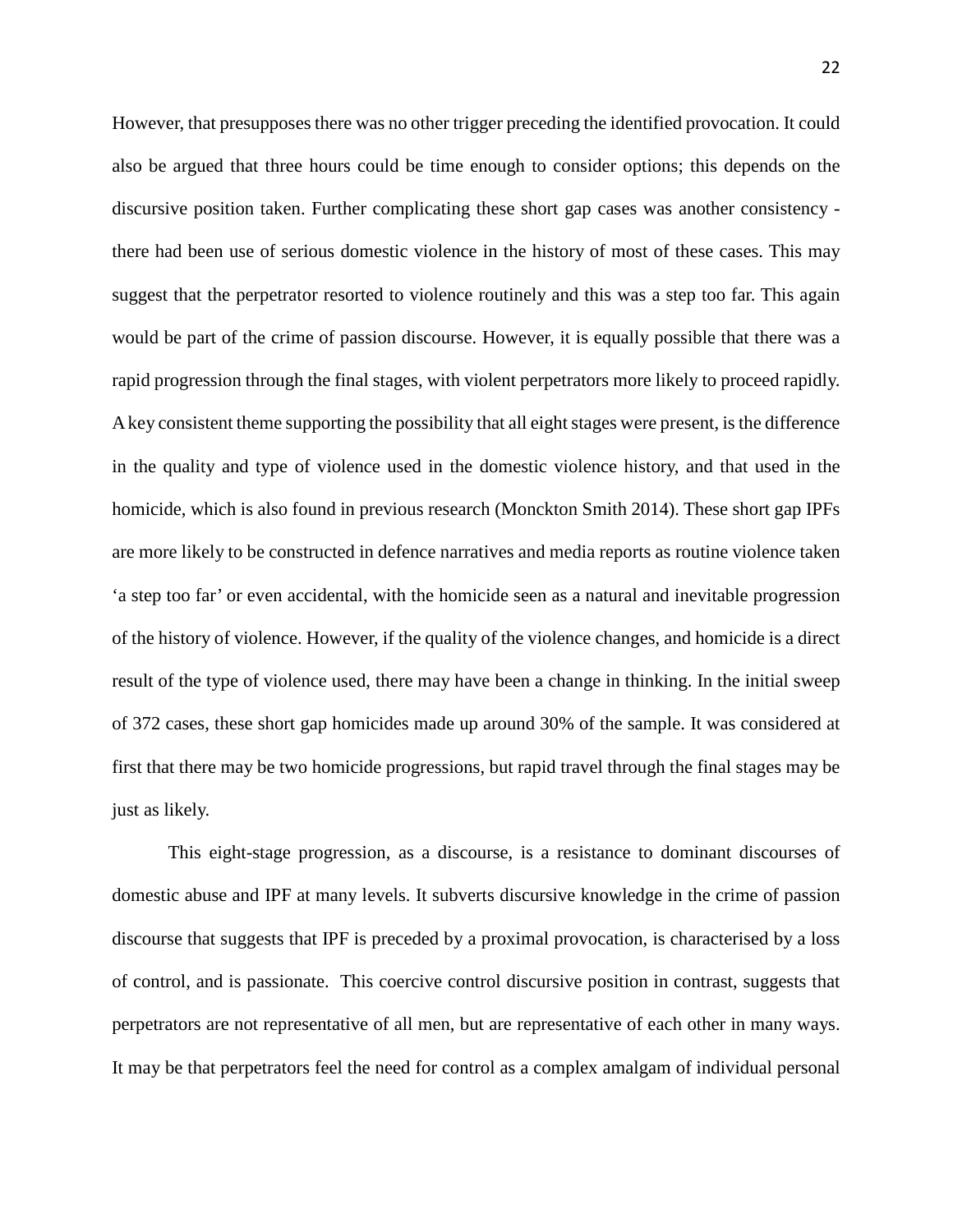However, that presupposes there was no other trigger preceding the identified provocation. It could also be argued that three hours could be time enough to consider options; this depends on the discursive position taken. Further complicating these short gap cases was another consistency - there had been use of serious domestic violence in the history of most of these cases. This may suggest that the perpetrator resorted to violence routinely and this was a step too far. This again would be part of the crime of passion discourse. However, it is equally possible that there was a rapid progression through the final stages, with violent perpetrators more likely to proceed rapidly. A key consistent theme supporting the possibility that all eight stages were present, is the difference in the quality and type of violence used in the domestic violence history, and that used in the homicide, which is also found in previous research (Monckton Smith 2014). These short gap IPFs are more likely to be constructed in defence narratives and media reports as routine violence taken 'a step too far' or even accidental, with the homicide seen as a natural and inevitable progression of the history of violence. However, if the quality of the violence changes, and homicide is a direct result of the type of violence used, there may have been a change in thinking. In the initial sweep of 372 cases, these short gap homicides made up around 30% of the sample. It was considered at first that there may be two homicide progressions, but rapid travel through the final stages may be just as likely.

This eight-stage progression, as a discourse, is a resistance to dominant discourses of domestic abuse and IPF at many levels. It subverts discursive knowledge in the crime of passion discourse that suggests that IPF is preceded by a proximal provocation, is characterised by a loss of control, and is passionate. This coercive control discursive position in contrast, suggests that perpetrators are not representative of all men, but are representative of each other in many ways. It may be that perpetrators feel the need for control as a complex amalgam of individual personal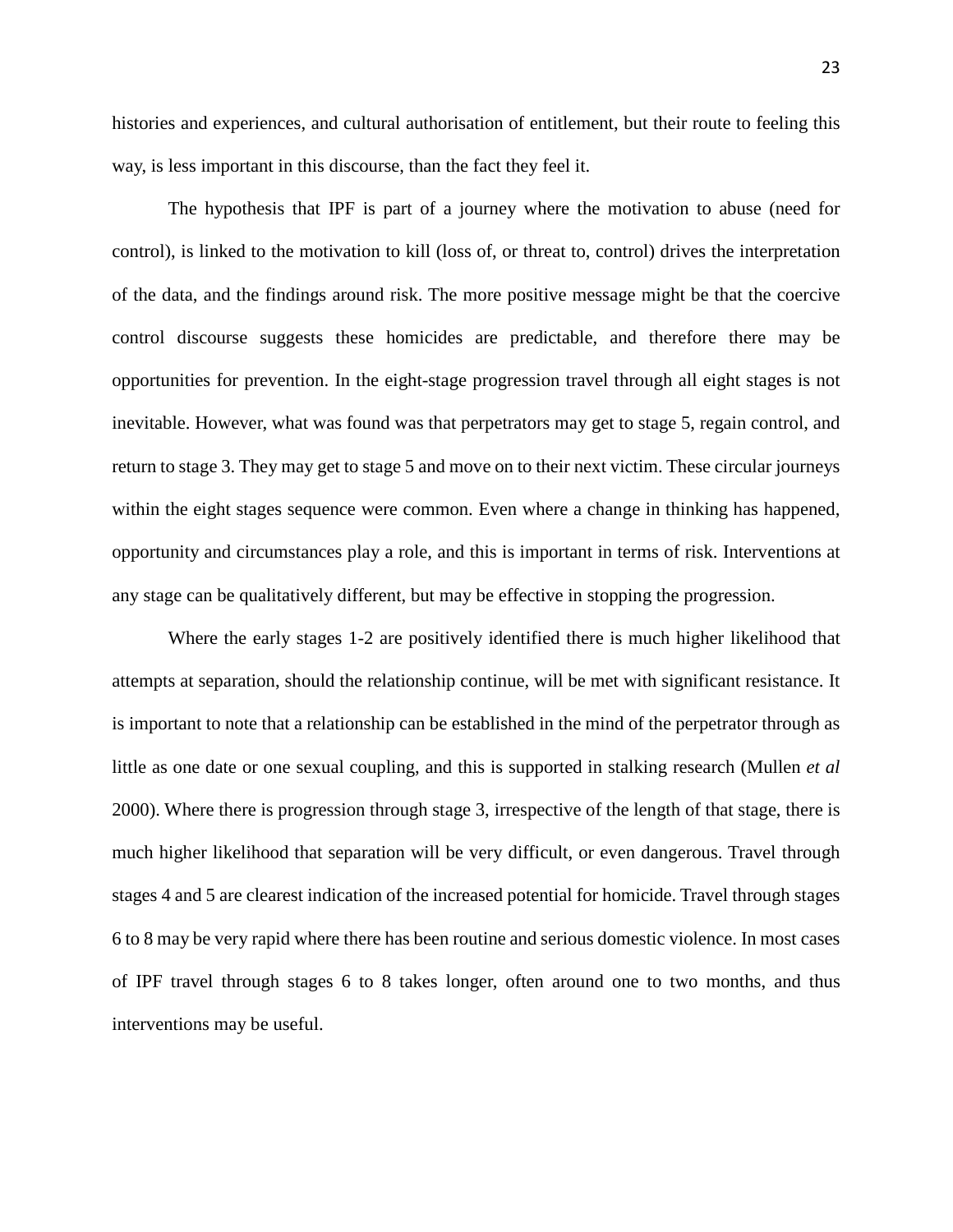histories and experiences, and cultural authorisation of entitlement, but their route to feeling this way, is less important in this discourse, than the fact they feel it.

The hypothesis that IPF is part of a journey where the motivation to abuse (need for control), is linked to the motivation to kill (loss of, or threat to, control) drives the interpretation of the data, and the findings around risk. The more positive message might be that the coercive control discourse suggests these homicides are predictable, and therefore there may be opportunities for prevention. In the eight-stage progression travel through all eight stages is not inevitable. However, what was found was that perpetrators may get to stage 5, regain control, and return to stage 3. They may get to stage 5 and move on to their next victim. These circular journeys within the eight stages sequence were common. Even where a change in thinking has happened, opportunity and circumstances play a role, and this is important in terms of risk. Interventions at any stage can be qualitatively different, but may be effective in stopping the progression.

Where the early stages 1-2 are positively identified there is much higher likelihood that attempts at separation, should the relationship continue, will be met with significant resistance. It is important to note that a relationship can be established in the mind of the perpetrator through as little as one date or one sexual coupling, and this is supported in stalking research (Mullen *et al* 2000). Where there is progression through stage 3, irrespective of the length of that stage, there is much higher likelihood that separation will be very difficult, or even dangerous. Travel through stages 4 and 5 are clearest indication of the increased potential for homicide. Travel through stages 6 to 8 may be very rapid where there has been routine and serious domestic violence. In most cases of IPF travel through stages 6 to 8 takes longer, often around one to two months, and thus interventions may be useful.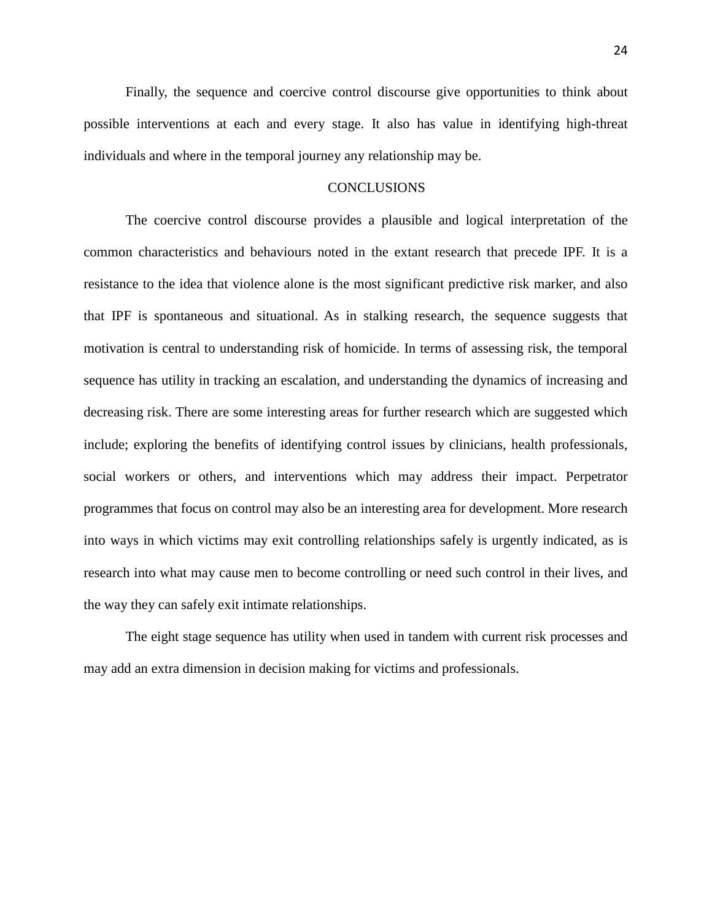Finally, the sequence and coercive control discourse give opportunities to think about possible interventions at each and every stage. It also has value in identifying high-threat individuals and where in the temporal journey any relationship may be.

## CONCLUSIONS

The coercive control discourse provides a plausible and logical interpretation of the common characteristics and behaviours noted in the extant research that precede IPF. It is a resistance to the idea that violence alone is the most significant predictive risk marker, and also that IPF is spontaneous and situational. As in stalking research, the sequence suggests that motivation is central to understanding risk of homicide. In terms of assessing risk, the temporal sequence has utility in tracking an escalation, and understanding the dynamics of increasing and decreasing risk. There are some interesting areas for further research which are suggested which include; exploring the benefits of identifying control issues by clinicians, health professionals, social workers or others, and interventions which may address their impact. Perpetrator programmes that focus on control may also be an interesting area for development. More research into ways in which victims may exit controlling relationships safely is urgently indicated, as is research into what may cause men to become controlling or need such control in their lives, and the way they can safely exit intimate relationships.

The eight stage sequence has utility when used in tandem with current risk processes and may add an extra dimension in decision making for victims and professionals.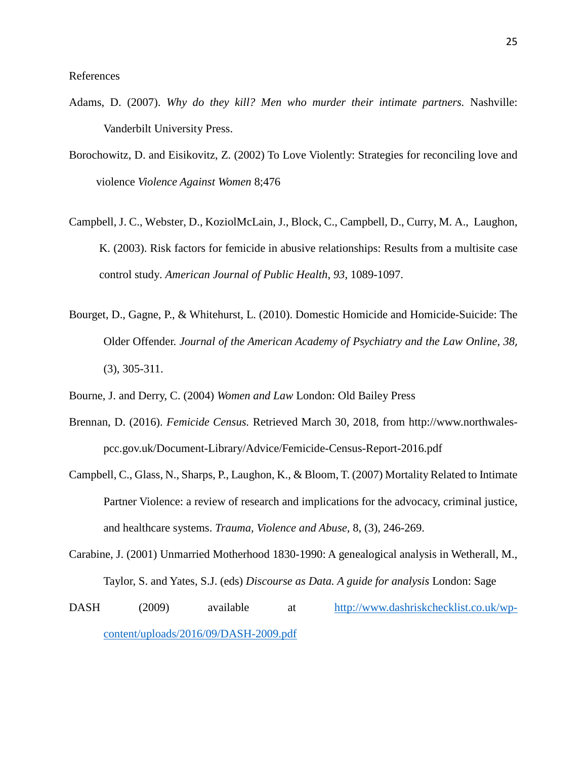References

Adams, D. (2007). *Why do they kill? Men who murder their intimate partners.* Nashville: Vanderbilt University Press.

Borochowitz, D. and Eisikovitz, Z. (2002) To Love Violently: Strategies for reconciling love and violence *Violence Against Women* 8;476

Campbell, J. C., Webster, D., KoziolMcLain, J., Block, C., Campbell, D., Curry, M. A., Laughon, K. (2003). Risk factors for femicide in abusive relationships: Results from a multisite case control study. *American Journal of Public Health*, *93*, 1089-1097.

Bourget, D., Gagne, P., & Whitehurst, L. (2010). Domestic Homicide and Homicide-Suicide: The Older Offender. *Journal of the American Academy of Psychiatry and the Law Online, 38,* (3), 305-311.

Bourne, J. and Derry, C. (2004) *Women and Law* London: Old Bailey Press

Brennan, D. (2016). *Femicide Census.* Retrieved March 30, 2018, from http://www.northwales-pcc.gov.uk/Document-Library/Advice/Femicide-Census-Report-2016.pdf

Campbell, C., Glass, N., Sharps, P., Laughon, K., & Bloom, T. (2007) Mortality Related to Intimate Partner Violence: a review of research and implications for the advocacy, criminal justice, and healthcare systems. *Trauma, Violence and Abuse,* 8, (3), 246-269.

Carabine, J. (2001) Unmarried Motherhood 1830-1990: A genealogical analysis in Wetherall, M., Taylor, S. and Yates, S.J. (eds) *Discourse as Data. A guide for analysis* London: Sage

DASH (2009) available at http://www.dashriskchecklist.co.uk/wp-content/uploads/2016/09/DASH-2009.pdf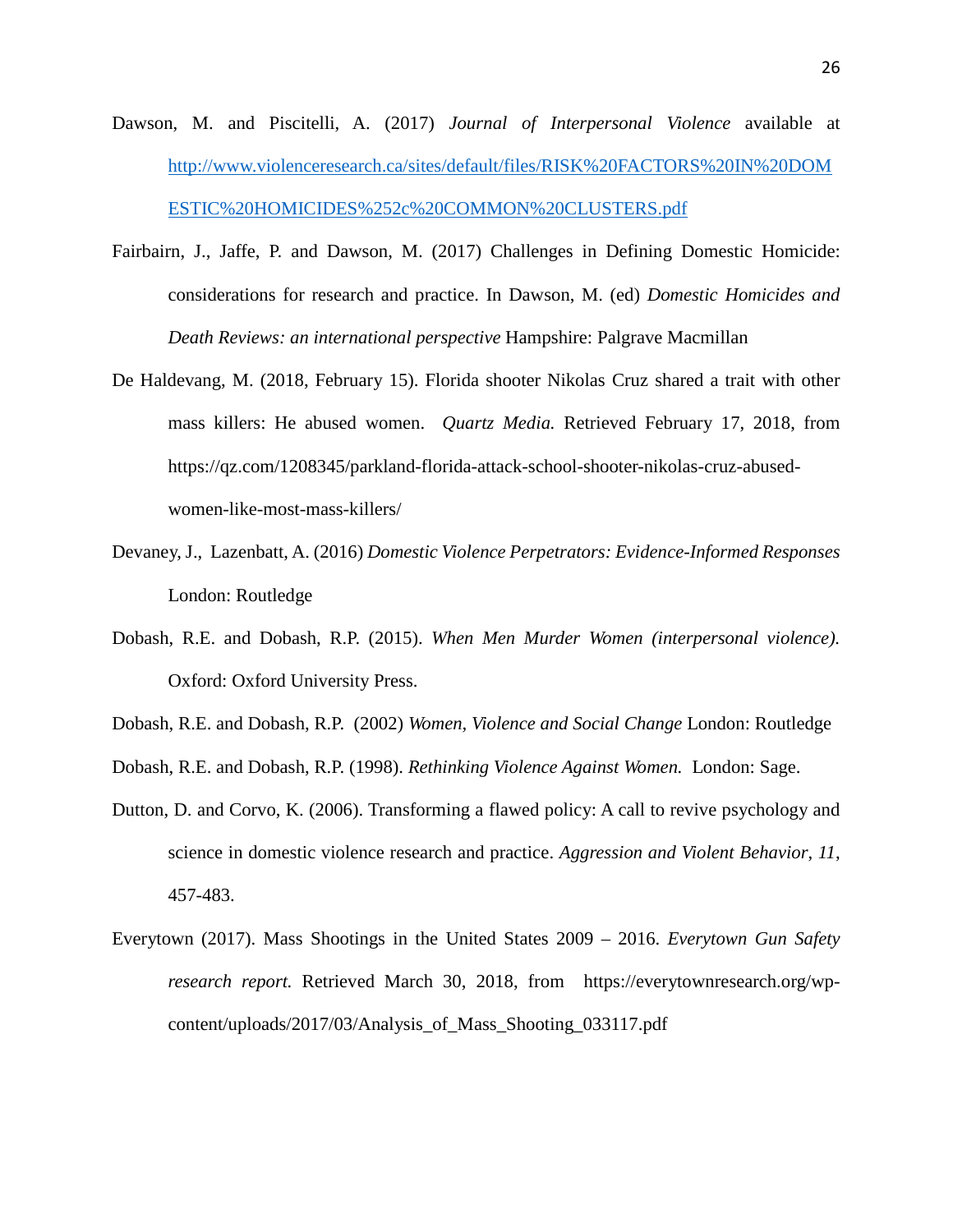Dawson, M. and Piscitelli, A. (2017) *Journal of Interpersonal Violence* available at http://www.violenceresearch.ca/sites/default/files/RISK%20FACTORS%20IN%20DOMESTIC%20HOMICIDES%252c%20COMMON%20CLUSTERS.pdf

Fairbairn, J., Jaffe, P. and Dawson, M. (2017) Challenges in Defining Domestic Homicide: considerations for research and practice. In Dawson, M. (ed) *Domestic Homicides and Death Reviews: an international perspective* Hampshire: Palgrave Macmillan

De Haldevang, M. (2018, February 15). Florida shooter Nikolas Cruz shared a trait with other mass killers: He abused women. *Quartz Media.* Retrieved February 17, 2018, from https://qz.com/1208345/parkland-florida-attack-school-shooter-nikolas-cruz-abused-women-like-most-mass-killers/

Devaney, J., Lazenbatt, A. (2016) *Domestic Violence Perpetrators: Evidence-Informed Responses* London: Routledge

Dobash, R.E. and Dobash, R.P. (2015). *When Men Murder Women (interpersonal violence).* Oxford: Oxford University Press.

Dobash, R.E. and Dobash, R.P. (2002) *Women, Violence and Social Change* London: Routledge

Dobash, R.E. and Dobash, R.P. (1998). *Rethinking Violence Against Women.* London: Sage.

Dutton, D. and Corvo, K. (2006). Transforming a flawed policy: A call to revive psychology and science in domestic violence research and practice. *Aggression and Violent Behavior*, *11*, 457-483.

Everytown (2017). Mass Shootings in the United States 2009 – 2016. *Everytown Gun Safety research report.* Retrieved March 30, 2018, from https://everytownresearch.org/wp-content/uploads/2017/03/Analysis_of_Mass_Shooting_033117.pdf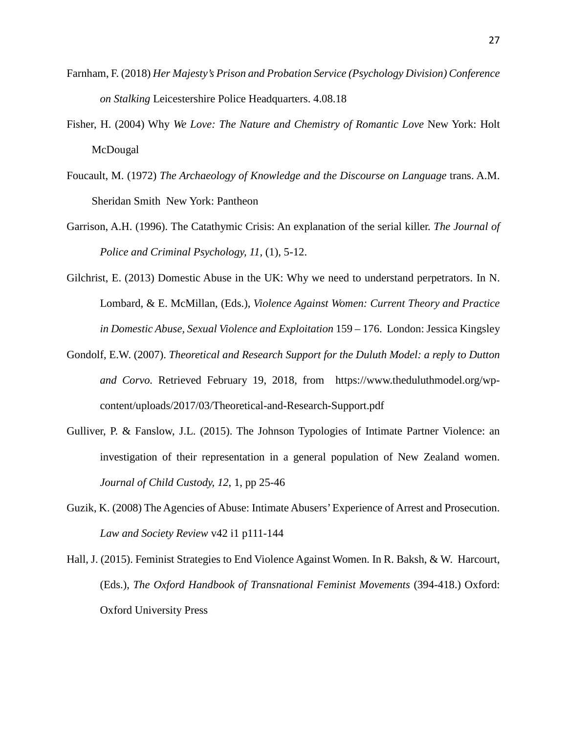Farnham, F. (2018) *Her Majesty's Prison and Probation Service (Psychology Division) Conference on Stalking* Leicestershire Police Headquarters. 4.08.18

Fisher, H. (2004) Why *We Love: The Nature and Chemistry of Romantic Love* New York: Holt McDougal

Foucault, M. (1972) *The Archaeology of Knowledge and the Discourse on Language* trans. A.M. Sheridan Smith New York: Pantheon

Garrison, A.H. (1996). The Catathymic Crisis: An explanation of the serial killer. *The Journal of Police and Criminal Psychology, 11*, (1), 5-12.

Gilchrist, E. (2013) Domestic Abuse in the UK: Why we need to understand perpetrators. In N. Lombard, & E. McMillan, (Eds.), *Violence Against Women: Current Theory and Practice in Domestic Abuse, Sexual Violence and Exploitation* 159 – 176. London: Jessica Kingsley

Gondolf, E.W. (2007). *Theoretical and Research Support for the Duluth Model: a reply to Dutton and Corvo.* Retrieved February 19, 2018, from https://www.theduluthmodel.org/wp-content/uploads/2017/03/Theoretical-and-Research-Support.pdf

Gulliver, P. & Fanslow, J.L. (2015). The Johnson Typologies of Intimate Partner Violence: an investigation of their representation in a general population of New Zealand women. *Journal of Child Custody, 12*, 1, pp 25-46

Guzik, K. (2008) The Agencies of Abuse: Intimate Abusers' Experience of Arrest and Prosecution. *Law and Society Review* v42 i1 p111-144

Hall, J. (2015). Feminist Strategies to End Violence Against Women. In R. Baksh, & W. Harcourt, (Eds.), *The Oxford Handbook of Transnational Feminist Movements* (394-418.) Oxford: Oxford University Press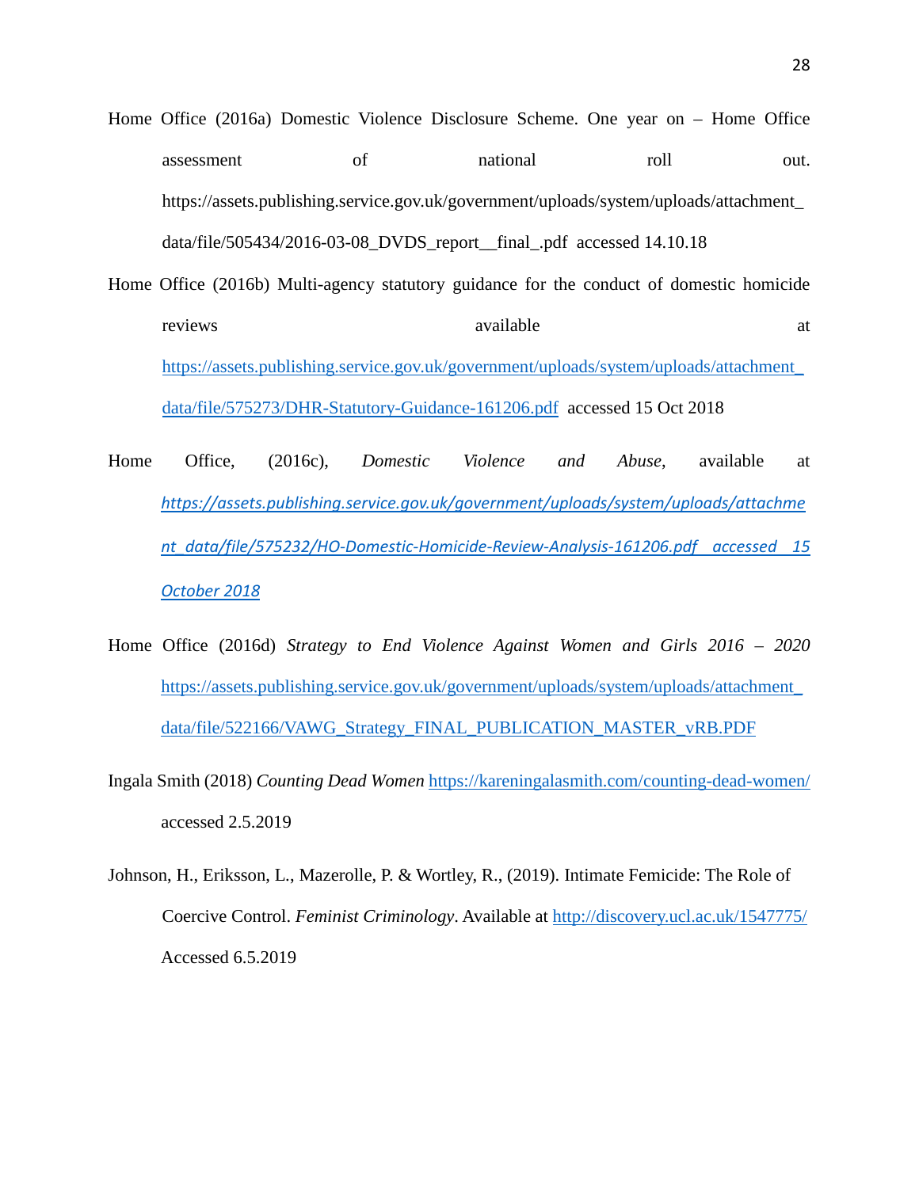Home Office (2016a) Domestic Violence Disclosure Scheme. One year on – Home Office assessment of national roll out. https://assets.publishing.service.gov.uk/government/uploads/system/uploads/attachment_data/file/505434/2016-03-08_DVDS_report__final_.pdf accessed 14.10.18

Home Office (2016b) Multi-agency statutory guidance for the conduct of domestic homicide reviews available at https://assets.publishing.service.gov.uk/government/uploads/system/uploads/attachment_data/file/575273/DHR-Statutory-Guidance-161206.pdf accessed 15 Oct 2018

Home Office, (2016c), *Domestic Violence and Abuse*, available at *https://assets.publishing.service.gov.uk/government/uploads/system/uploads/attachment_data/file/575232/HO-Domestic-Homicide-Review-Analysis-161206.pdf accessed 15 October 2018*

Home Office (2016d) *Strategy to End Violence Against Women and Girls 2016 – 2020* https://assets.publishing.service.gov.uk/government/uploads/system/uploads/attachment_data/file/522166/VAWG_Strategy_FINAL_PUBLICATION_MASTER_vRB.PDF

Ingala Smith (2018) *Counting Dead Women* https://kareningalasmith.com/counting-dead-women/ accessed 2.5.2019

Johnson, H., Eriksson, L., Mazerolle, P. & Wortley, R., (2019). Intimate Femicide: The Role of Coercive Control. *Feminist Criminology*. Available at http://discovery.ucl.ac.uk/1547775/ Accessed 6.5.2019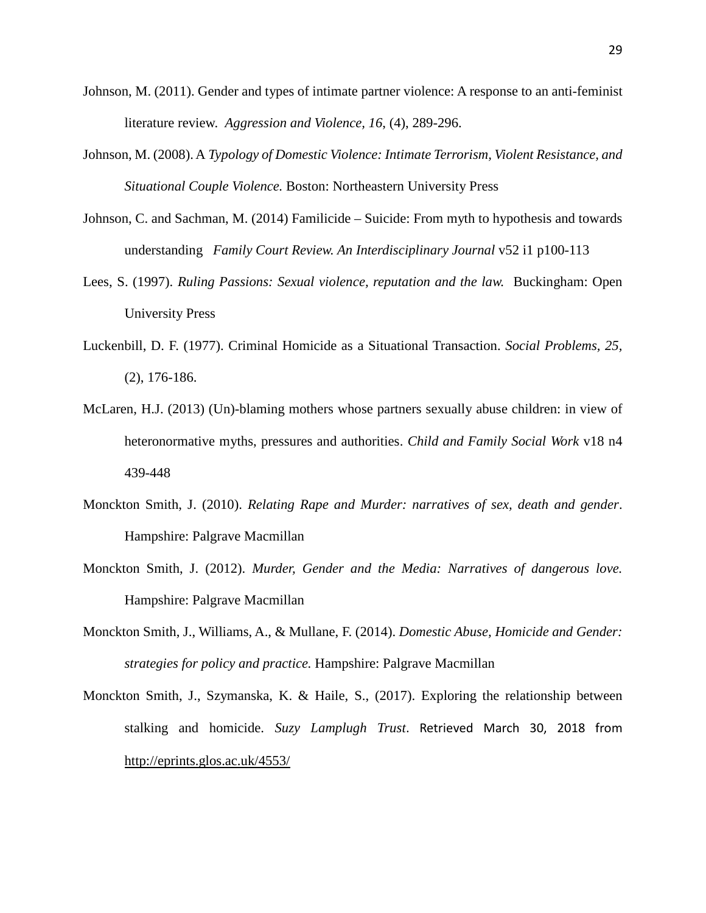Johnson, M. (2011). Gender and types of intimate partner violence: A response to an anti-feminist literature review. *Aggression and Violence, 16*, (4), 289-296.

Johnson, M. (2008). A *Typology of Domestic Violence: Intimate Terrorism, Violent Resistance, and Situational Couple Violence.* Boston: Northeastern University Press

Johnson, C. and Sachman, M. (2014) Familicide – Suicide: From myth to hypothesis and towards understanding *Family Court Review. An Interdisciplinary Journal* v52 i1 p100-113

Lees, S. (1997). *Ruling Passions: Sexual violence, reputation and the law.* Buckingham: Open University Press

Luckenbill, D. F. (1977). Criminal Homicide as a Situational Transaction. *Social Problems, 25*, (2), 176-186.

McLaren, H.J. (2013) (Un)-blaming mothers whose partners sexually abuse children: in view of heteronormative myths, pressures and authorities. *Child and Family Social Work* v18 n4 439-448

Monckton Smith, J. (2010). *Relating Rape and Murder: narratives of sex, death and gender*. Hampshire: Palgrave Macmillan

Monckton Smith, J. (2012). *Murder, Gender and the Media: Narratives of dangerous love.* Hampshire: Palgrave Macmillan

Monckton Smith, J., Williams, A., & Mullane, F. (2014). *Domestic Abuse, Homicide and Gender: strategies for policy and practice.* Hampshire: Palgrave Macmillan

Monckton Smith, J., Szymanska, K. & Haile, S., (2017). Exploring the relationship between stalking and homicide. *Suzy Lamplugh Trust*. Retrieved March 30, 2018 from http://eprints.glos.ac.uk/4553/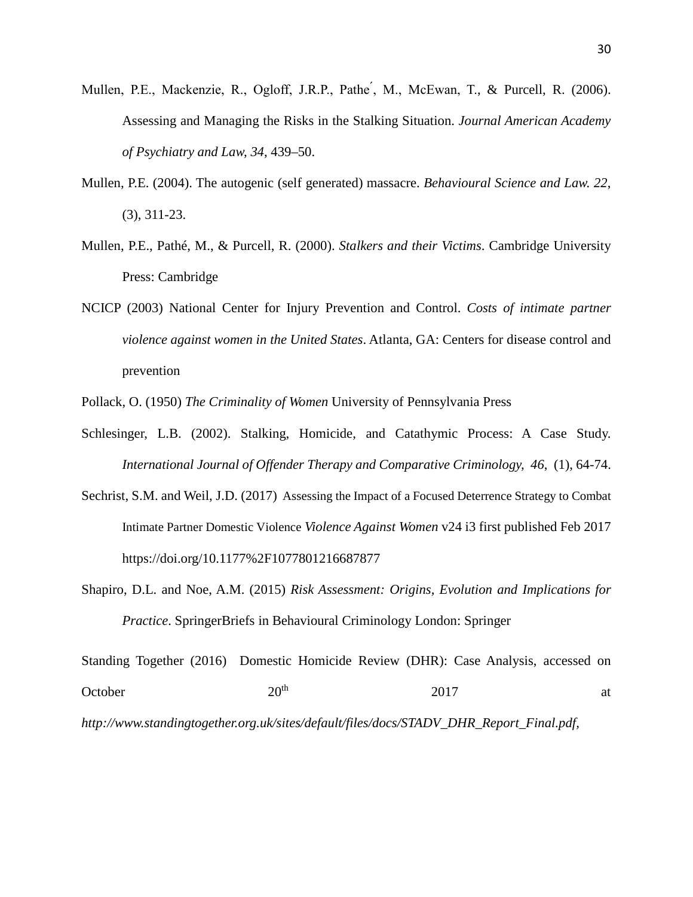Mullen, P.E., Mackenzie, R., Ogloff, J.R.P., Pathe´, M., McEwan, T., & Purcell, R. (2006). Assessing and Managing the Risks in the Stalking Situation. *Journal American Academy of Psychiatry and Law, 34*, 439–50.

Mullen, P.E. (2004). The autogenic (self generated) massacre. *Behavioural Science and Law. 22*, (3), 311-23.

Mullen, P.E., Pathé, M., & Purcell, R. (2000). *Stalkers and their Victims*. Cambridge University Press: Cambridge

NCICP (2003) National Center for Injury Prevention and Control. *Costs of intimate partner violence against women in the United States*. Atlanta, GA: Centers for disease control and prevention

Pollack, O. (1950) *The Criminality of Women* University of Pennsylvania Press

Schlesinger, L.B. (2002). Stalking, Homicide, and Catathymic Process: A Case Study. *International Journal of Offender Therapy and Comparative Criminology, 46*, (1), 64-74.

Sechrist, S.M. and Weil, J.D. (2017) Assessing the Impact of a Focused Deterrence Strategy to Combat Intimate Partner Domestic Violence *Violence Against Women* v24 i3 first published Feb 2017 https://doi.org/10.1177%2F1077801216687877

Shapiro, D.L. and Noe, A.M. (2015) *Risk Assessment: Origins, Evolution and Implications for Practice*. SpringerBriefs in Behavioural Criminology London: Springer

Standing Together (2016) Domestic Homicide Review (DHR): Case Analysis, accessed on October 20th 2017 at *http://www.standingtogether.org.uk/sites/default/files/docs/STADV_DHR_Report_Final.pdf*,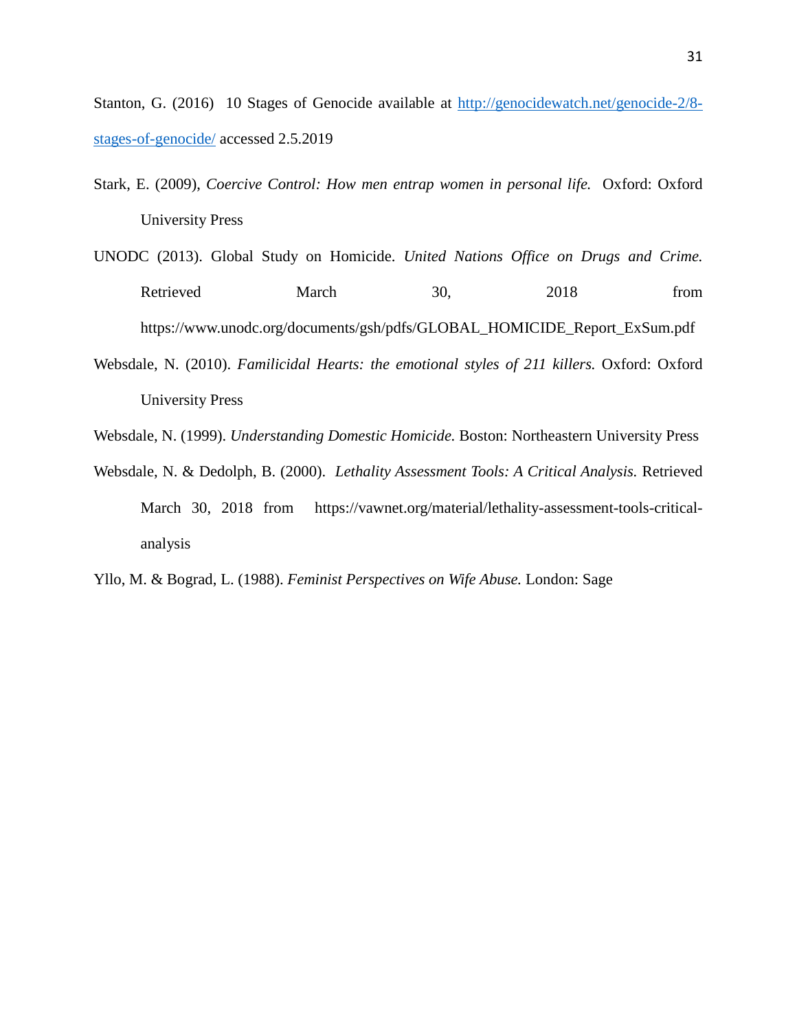Stanton, G. (2016) 10 Stages of Genocide available at http://genocidewatch.net/genocide-2/8-stages-of-genocide/ accessed 2.5.2019

Stark, E. (2009), *Coercive Control: How men entrap women in personal life.* Oxford: Oxford University Press

UNODC (2013). Global Study on Homicide. *United Nations Office on Drugs and Crime.* Retrieved March 30, 2018 from https://www.unodc.org/documents/gsh/pdfs/GLOBAL_HOMICIDE_Report_ExSum.pdf

Websdale, N. (2010). *Familicidal Hearts: the emotional styles of 211 killers.* Oxford: Oxford University Press

Websdale, N. (1999). *Understanding Domestic Homicide.* Boston: Northeastern University Press

Websdale, N. & Dedolph, B. (2000). *Lethality Assessment Tools: A Critical Analysis.* Retrieved March 30, 2018 from https://vawnet.org/material/lethality-assessment-tools-critical-analysis

Yllo, M. & Bograd, L. (1988). *Feminist Perspectives on Wife Abuse.* London: Sage